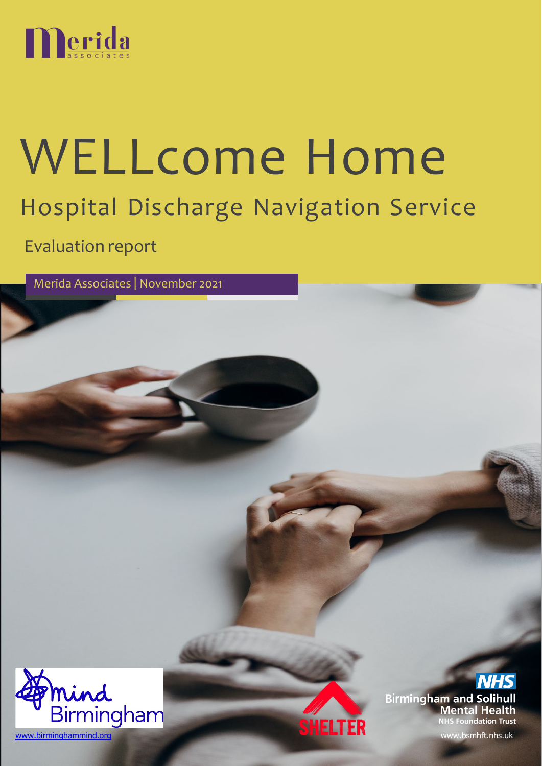Merida associates

# WELLcome Home

## Hospital Discharge Navigation Service

Evaluation report

Merida Associates | November 2021

Mind Birmingham

www.birminghammind.org

SHELTER

NHS Birmingham and Solihull Mental Health NHS Foundation Trust

www.bsmhft.nhs.uk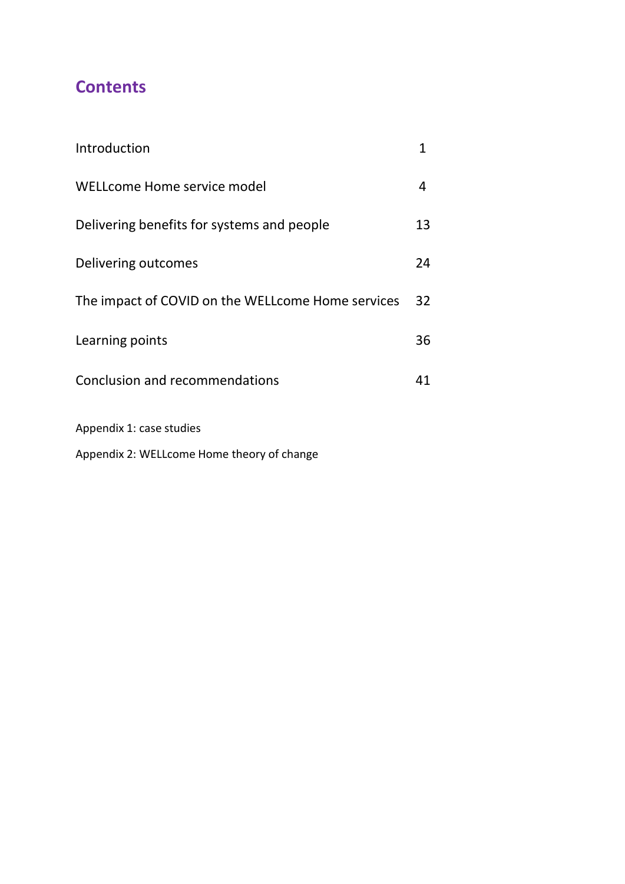# Contents

| | |
|---|---|
| Introduction | 1 |
| WELLcome Home service model | 4 |
| Delivering benefits for systems and people | 13 |
| Delivering outcomes | 24 |
| The impact of COVID on the WELLcome Home services | 32 |
| Learning points | 36 |
| Conclusion and recommendations | 41 |

Appendix 1: case studies

Appendix 2: WELLcome Home theory of change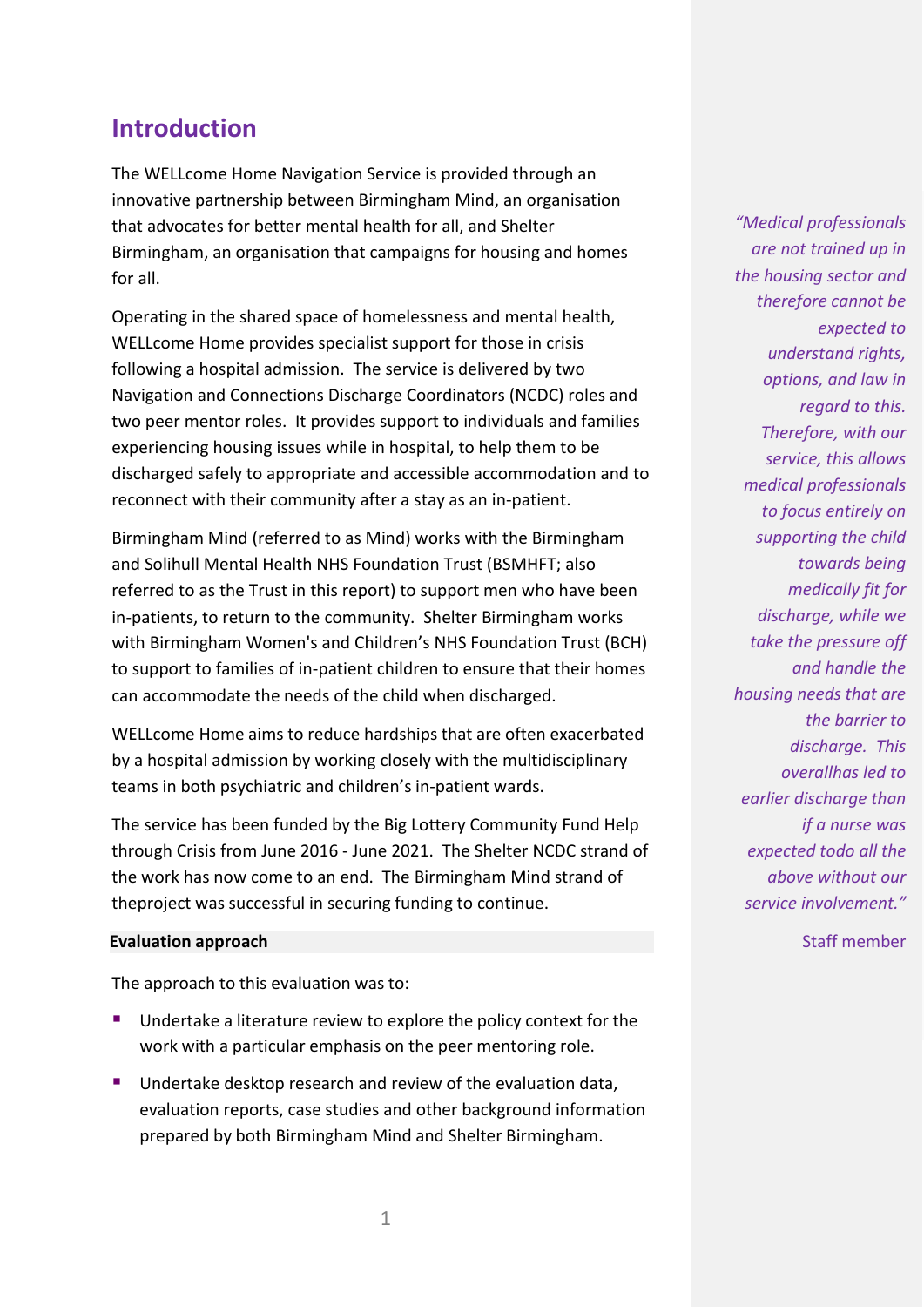## Introduction

The WELLcome Home Navigation Service is provided through an innovative partnership between Birmingham Mind, an organisation that advocates for better mental health for all, and Shelter Birmingham, an organisation that campaigns for housing and homes for all.

Operating in the shared space of homelessness and mental health, WELLcome Home provides specialist support for those in crisis following a hospital admission. The service is delivered by two Navigation and Connections Discharge Coordinators (NCDC) roles and two peer mentor roles. It provides support to individuals and families experiencing housing issues while in hospital, to help them to be discharged safely to appropriate and accessible accommodation and to reconnect with their community after a stay as an in-patient.

Birmingham Mind (referred to as Mind) works with the Birmingham and Solihull Mental Health NHS Foundation Trust (BSMHFT; also referred to as the Trust in this report) to support men who have been in-patients, to return to the community. Shelter Birmingham works with Birmingham Women's and Children's NHS Foundation Trust (BCH) to support to families of in-patient children to ensure that their homes can accommodate the needs of the child when discharged.

WELLcome Home aims to reduce hardships that are often exacerbated by a hospital admission by working closely with the multidisciplinary teams in both psychiatric and children's in-patient wards.

The service has been funded by the Big Lottery Community Fund Help through Crisis from June 2016 - June 2021. The Shelter NCDC strand of the work has now come to an end. The Birmingham Mind strand of theproject was successful in securing funding to continue.

> *"Medical professionals are not trained up in the housing sector and therefore cannot be expected to understand rights, options, and law in regard to this. Therefore, with our service, this allows medical professionals to focus entirely on supporting the child towards being medically fit for discharge, while we take the pressure off and handle the housing needs that are the barrier to discharge. This overallhas led to earlier discharge than if a nurse was expected todo all the above without our service involvement."*
>
> Staff member

**Evaluation approach**

The approach to this evaluation was to:

- Undertake a literature review to explore the policy context for the work with a particular emphasis on the peer mentoring role.
- Undertake desktop research and review of the evaluation data, evaluation reports, case studies and other background information prepared by both Birmingham Mind and Shelter Birmingham.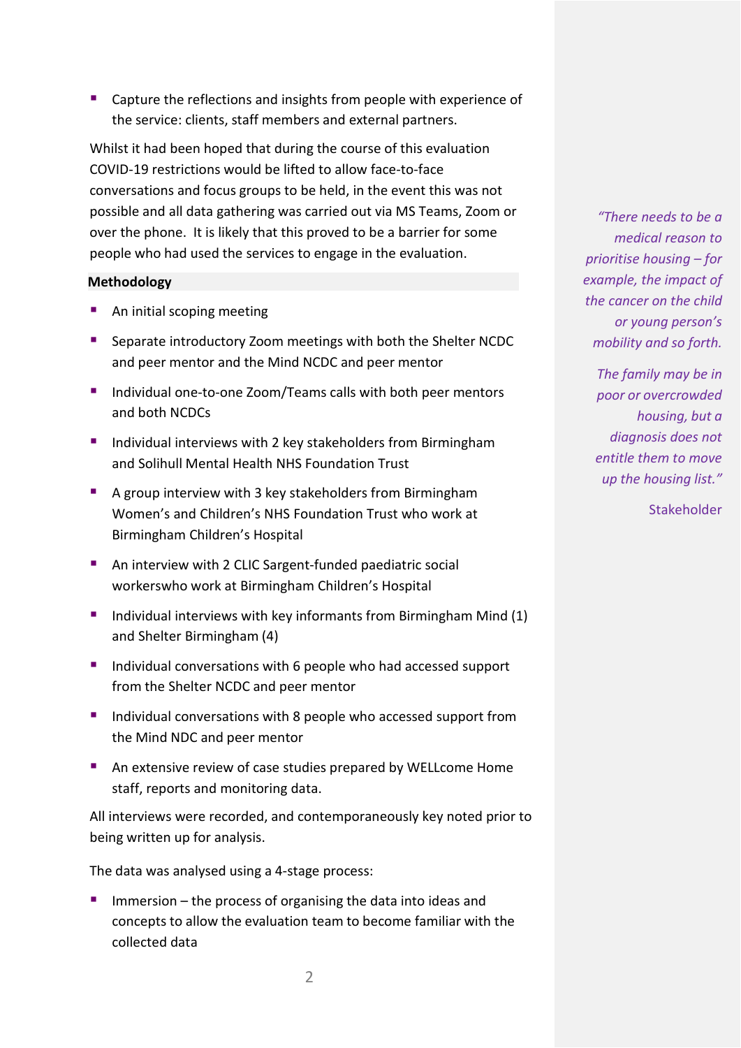- Capture the reflections and insights from people with experience of the service: clients, staff members and external partners.

Whilst it had been hoped that during the course of this evaluation COVID-19 restrictions would be lifted to allow face-to-face conversations and focus groups to be held, in the event this was not possible and all data gathering was carried out via MS Teams, Zoom or over the phone. It is likely that this proved to be a barrier for some people who had used the services to engage in the evaluation.

**Methodology**

- An initial scoping meeting
- Separate introductory Zoom meetings with both the Shelter NCDC and peer mentor and the Mind NCDC and peer mentor
- Individual one-to-one Zoom/Teams calls with both peer mentors and both NCDCs
- Individual interviews with 2 key stakeholders from Birmingham and Solihull Mental Health NHS Foundation Trust
- A group interview with 3 key stakeholders from Birmingham Women's and Children's NHS Foundation Trust who work at Birmingham Children's Hospital
- An interview with 2 CLIC Sargent-funded paediatric social workerswho work at Birmingham Children's Hospital
- Individual interviews with key informants from Birmingham Mind (1) and Shelter Birmingham (4)
- Individual conversations with 6 people who had accessed support from the Shelter NCDC and peer mentor
- Individual conversations with 8 people who accessed support from the Mind NDC and peer mentor
- An extensive review of case studies prepared by WELLcome Home staff, reports and monitoring data.

All interviews were recorded, and contemporaneously key noted prior to being written up for analysis.

The data was analysed using a 4-stage process:

- Immersion – the process of organising the data into ideas and concepts to allow the evaluation team to become familiar with the collected data

> *"There needs to be a medical reason to prioritise housing – for example, the impact of the cancer on the child or young person's mobility and so forth.*
>
> *The family may be in poor or overcrowded housing, but a diagnosis does not entitle them to move up the housing list."*
>
> Stakeholder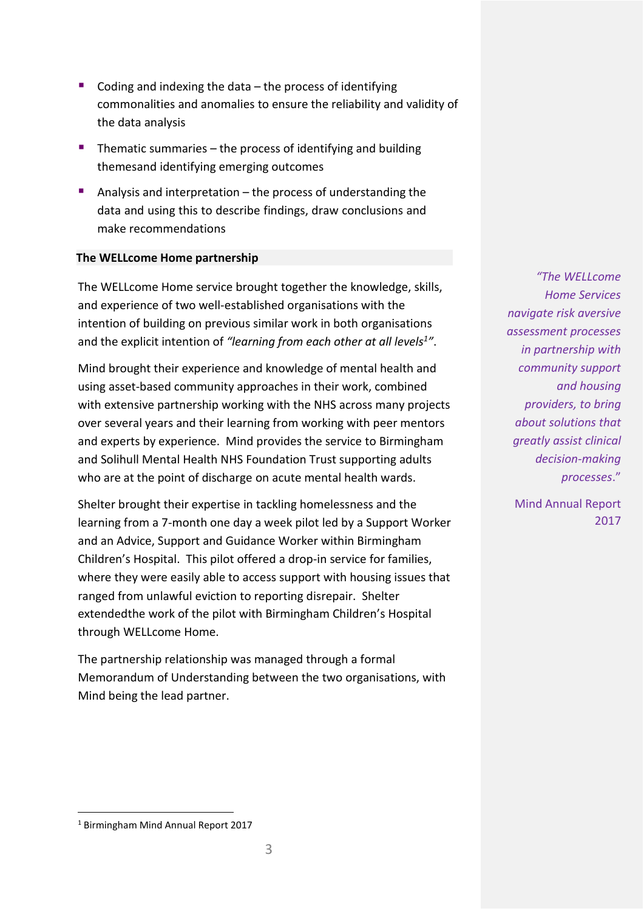- Coding and indexing the data – the process of identifying commonalities and anomalies to ensure the reliability and validity of the data analysis
- Thematic summaries – the process of identifying and building themesand identifying emerging outcomes
- Analysis and interpretation – the process of understanding the data and using this to describe findings, draw conclusions and make recommendations

**The WELLcome Home partnership**

The WELLcome Home service brought together the knowledge, skills, and experience of two well-established organisations with the intention of building on previous similar work in both organisations and the explicit intention of *"learning from each other at all levels[1]"*.

Mind brought their experience and knowledge of mental health and using asset-based community approaches in their work, combined with extensive partnership working with the NHS across many projects over several years and their learning from working with peer mentors and experts by experience. Mind provides the service to Birmingham and Solihull Mental Health NHS Foundation Trust supporting adults who are at the point of discharge on acute mental health wards.

Shelter brought their expertise in tackling homelessness and the learning from a 7-month one day a week pilot led by a Support Worker and an Advice, Support and Guidance Worker within Birmingham Children's Hospital. This pilot offered a drop-in service for families, where they were easily able to access support with housing issues that ranged from unlawful eviction to reporting disrepair. Shelter extendedthe work of the pilot with Birmingham Children's Hospital through WELLcome Home.

The partnership relationship was managed through a formal Memorandum of Understanding between the two organisations, with Mind being the lead partner.

> *"The WELLcome Home Services navigate risk aversive assessment processes in partnership with community support and housing providers, to bring about solutions that greatly assist clinical decision-making processes."*
>
> Mind Annual Report 2017

[1] Birmingham Mind Annual Report 2017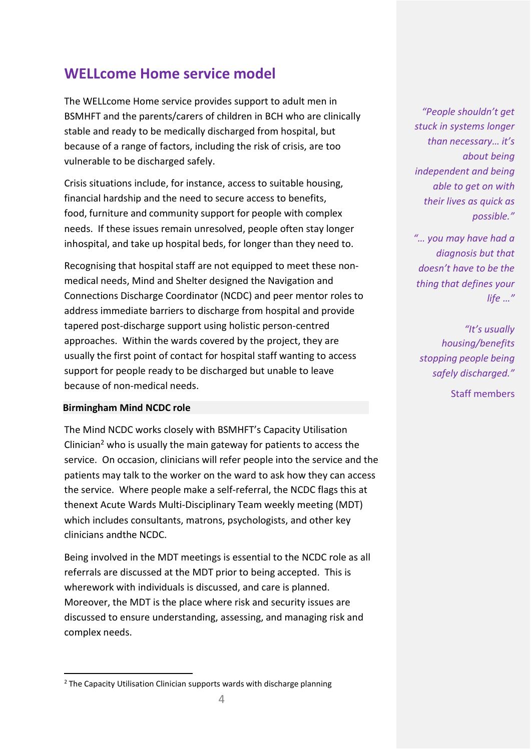## WELLcome Home service model

The WELLcome Home service provides support to adult men in BSMHFT and the parents/carers of children in BCH who are clinically stable and ready to be medically discharged from hospital, but because of a range of factors, including the risk of crisis, are too vulnerable to be discharged safely.

Crisis situations include, for instance, access to suitable housing, financial hardship and the need to secure access to benefits, food, furniture and community support for people with complex needs. If these issues remain unresolved, people often stay longer inhospital, and take up hospital beds, for longer than they need to.

Recognising that hospital staff are not equipped to meet these non-medical needs, Mind and Shelter designed the Navigation and Connections Discharge Coordinator (NCDC) and peer mentor roles to address immediate barriers to discharge from hospital and provide tapered post-discharge support using holistic person-centred approaches. Within the wards covered by the project, they are usually the first point of contact for hospital staff wanting to access support for people ready to be discharged but unable to leave because of non-medical needs.

*"People shouldn't get stuck in systems longer than necessary… it's about being independent and being able to get on with their lives as quick as possible."*

*"… you may have had a diagnosis but that doesn't have to be the thing that defines your life …"*

*"It's usually housing/benefits stopping people being safely discharged."*

Staff members

**Birmingham Mind NCDC role**

The Mind NCDC works closely with BSMHFT's Capacity Utilisation Clinician[2] who is usually the main gateway for patients to access the service. On occasion, clinicians will refer people into the service and the patients may talk to the worker on the ward to ask how they can access the service. Where people make a self-referral, the NCDC flags this at thenext Acute Wards Multi-Disciplinary Team weekly meeting (MDT) which includes consultants, matrons, psychologists, and other key clinicians andthe NCDC.

Being involved in the MDT meetings is essential to the NCDC role as all referrals are discussed at the MDT prior to being accepted. This is wherework with individuals is discussed, and care is planned. Moreover, the MDT is the place where risk and security issues are discussed to ensure understanding, assessing, and managing risk and complex needs.

[2] The Capacity Utilisation Clinician supports wards with discharge planning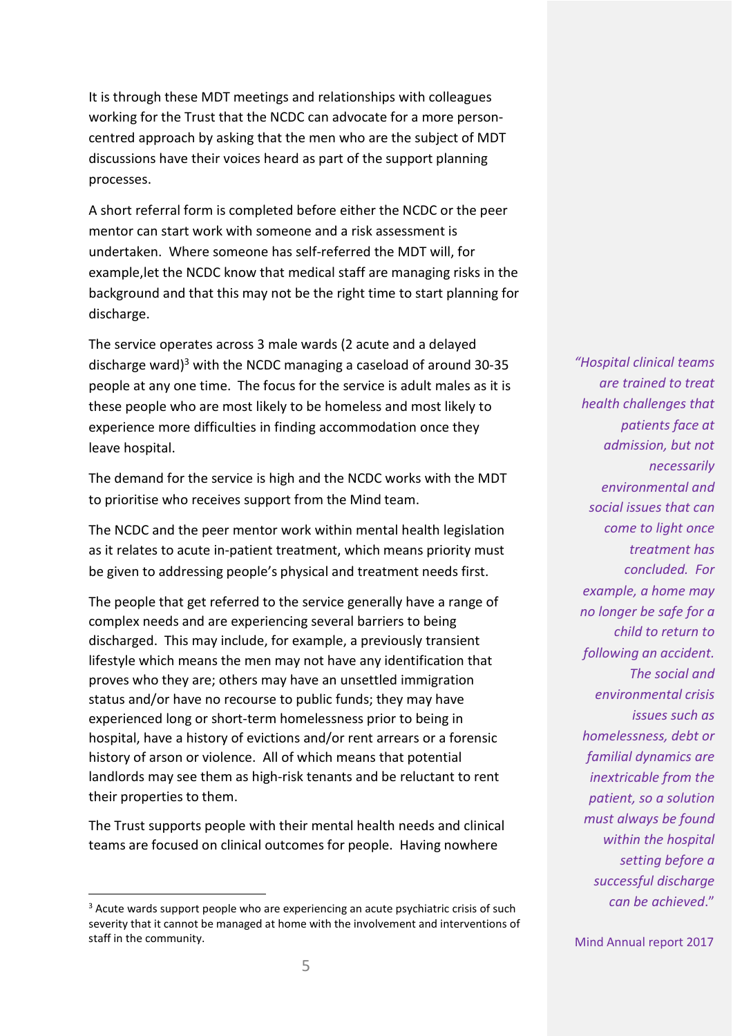It is through these MDT meetings and relationships with colleagues working for the Trust that the NCDC can advocate for a more person-centred approach by asking that the men who are the subject of MDT discussions have their voices heard as part of the support planning processes.

A short referral form is completed before either the NCDC or the peer mentor can start work with someone and a risk assessment is undertaken. Where someone has self-referred the MDT will, for example,let the NCDC know that medical staff are managing risks in the background and that this may not be the right time to start planning for discharge.

The service operates across 3 male wards (2 acute and a delayed discharge ward)[3] with the NCDC managing a caseload of around 30-35 people at any one time. The focus for the service is adult males as it is these people who are most likely to be homeless and most likely to experience more difficulties in finding accommodation once they leave hospital.

The demand for the service is high and the NCDC works with the MDT to prioritise who receives support from the Mind team.

The NCDC and the peer mentor work within mental health legislation as it relates to acute in-patient treatment, which means priority must be given to addressing people's physical and treatment needs first.

The people that get referred to the service generally have a range of complex needs and are experiencing several barriers to being discharged. This may include, for example, a previously transient lifestyle which means the men may not have any identification that proves who they are; others may have an unsettled immigration status and/or have no recourse to public funds; they may have experienced long or short-term homelessness prior to being in hospital, have a history of evictions and/or rent arrears or a forensic history of arson or violence. All of which means that potential landlords may see them as high-risk tenants and be reluctant to rent their properties to them.

The Trust supports people with their mental health needs and clinical teams are focused on clinical outcomes for people. Having nowhere

*"Hospital clinical teams are trained to treat health challenges that patients face at admission, but not necessarily environmental and social issues that can come to light once treatment has concluded. For example, a home may no longer be safe for a child to return to following an accident. The social and environmental crisis issues such as homelessness, debt or familial dynamics are inextricable from the patient, so a solution must always be found within the hospital setting before a successful discharge can be achieved."*

Mind Annual report 2017

[3] Acute wards support people who are experiencing an acute psychiatric crisis of such severity that it cannot be managed at home with the involvement and interventions of staff in the community.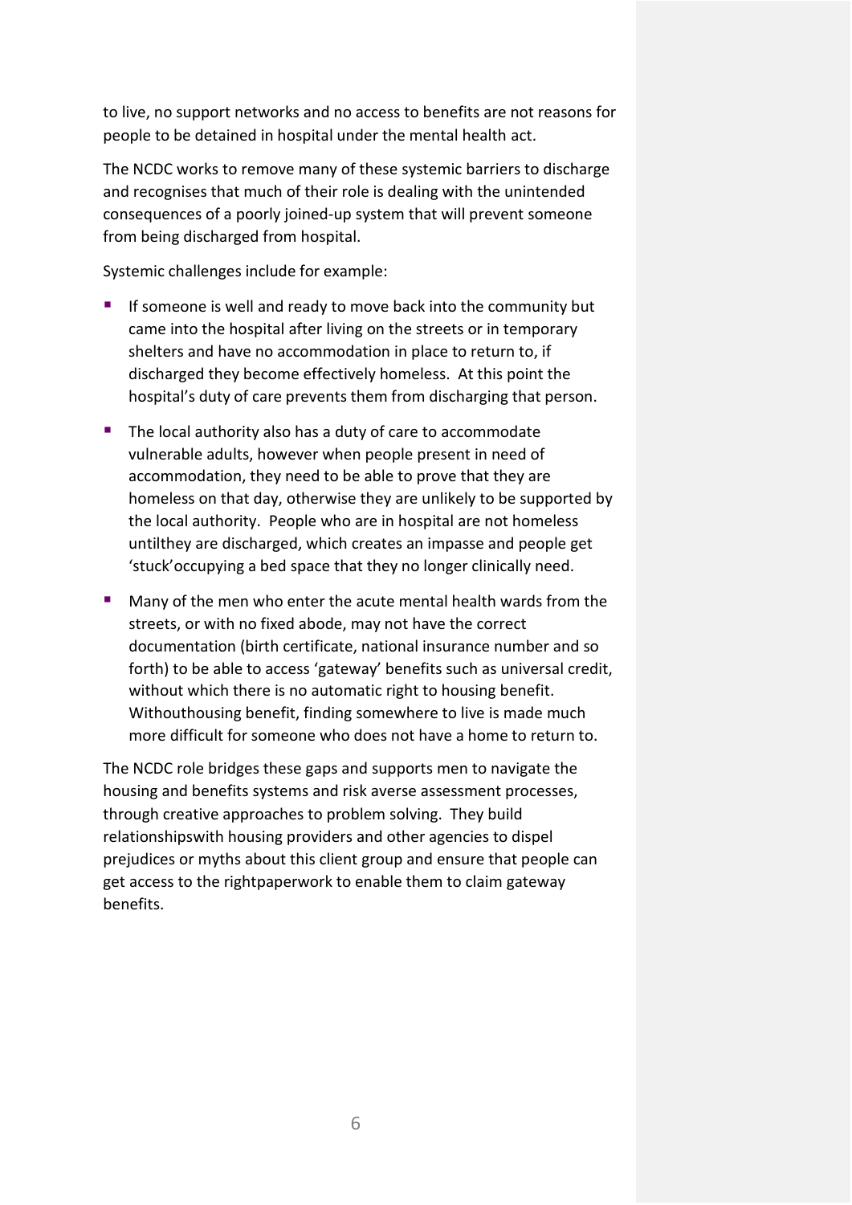to live, no support networks and no access to benefits are not reasons for people to be detained in hospital under the mental health act.

The NCDC works to remove many of these systemic barriers to discharge and recognises that much of their role is dealing with the unintended consequences of a poorly joined-up system that will prevent someone from being discharged from hospital.

Systemic challenges include for example:

- If someone is well and ready to move back into the community but came into the hospital after living on the streets or in temporary shelters and have no accommodation in place to return to, if discharged they become effectively homeless. At this point the hospital's duty of care prevents them from discharging that person.
- The local authority also has a duty of care to accommodate vulnerable adults, however when people present in need of accommodation, they need to be able to prove that they are homeless on that day, otherwise they are unlikely to be supported by the local authority. People who are in hospital are not homeless untilthey are discharged, which creates an impasse and people get 'stuck'occupying a bed space that they no longer clinically need.
- Many of the men who enter the acute mental health wards from the streets, or with no fixed abode, may not have the correct documentation (birth certificate, national insurance number and so forth) to be able to access 'gateway' benefits such as universal credit, without which there is no automatic right to housing benefit. Withouthousing benefit, finding somewhere to live is made much more difficult for someone who does not have a home to return to.

The NCDC role bridges these gaps and supports men to navigate the housing and benefits systems and risk averse assessment processes, through creative approaches to problem solving. They build relationshipswith housing providers and other agencies to dispel prejudices or myths about this client group and ensure that people can get access to the rightpaperwork to enable them to claim gateway benefits.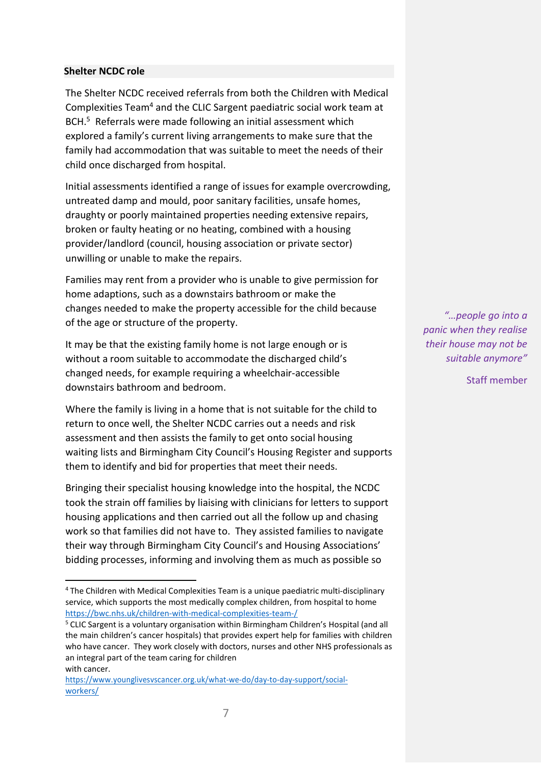### Shelter NCDC role

The Shelter NCDC received referrals from both the Children with Medical Complexities Team[4] and the CLIC Sargent paediatric social work team at BCH.[5] Referrals were made following an initial assessment which explored a family's current living arrangements to make sure that the family had accommodation that was suitable to meet the needs of their child once discharged from hospital.

Initial assessments identified a range of issues for example overcrowding, untreated damp and mould, poor sanitary facilities, unsafe homes, draughty or poorly maintained properties needing extensive repairs, broken or faulty heating or no heating, combined with a housing provider/landlord (council, housing association or private sector) unwilling or unable to make the repairs.

Families may rent from a provider who is unable to give permission for home adaptions, such as a downstairs bathroom or make the changes needed to make the property accessible for the child because of the age or structure of the property.

> *"…people go into a panic when they realise their house may not be suitable anymore"*
>
> Staff member

It may be that the existing family home is not large enough or is without a room suitable to accommodate the discharged child's changed needs, for example requiring a wheelchair-accessible downstairs bathroom and bedroom.

Where the family is living in a home that is not suitable for the child to return to once well, the Shelter NCDC carries out a needs and risk assessment and then assists the family to get onto social housing waiting lists and Birmingham City Council's Housing Register and supports them to identify and bid for properties that meet their needs.

Bringing their specialist housing knowledge into the hospital, the NCDC took the strain off families by liaising with clinicians for letters to support housing applications and then carried out all the follow up and chasing work so that families did not have to. They assisted families to navigate their way through Birmingham City Council's and Housing Associations' bidding processes, informing and involving them as much as possible so

---

[4] The Children with Medical Complexities Team is a unique paediatric multi-disciplinary service, which supports the most medically complex children, from hospital to home https://bwc.nhs.uk/children-with-medical-complexities-team-/

[5] CLIC Sargent is a voluntary organisation within Birmingham Children's Hospital (and all the main children's cancer hospitals) that provides expert help for families with children who have cancer. They work closely with doctors, nurses and other NHS professionals as an integral part of the team caring for children with cancer. https://www.younglivesvscancer.org.uk/what-we-do/day-to-day-support/social-workers/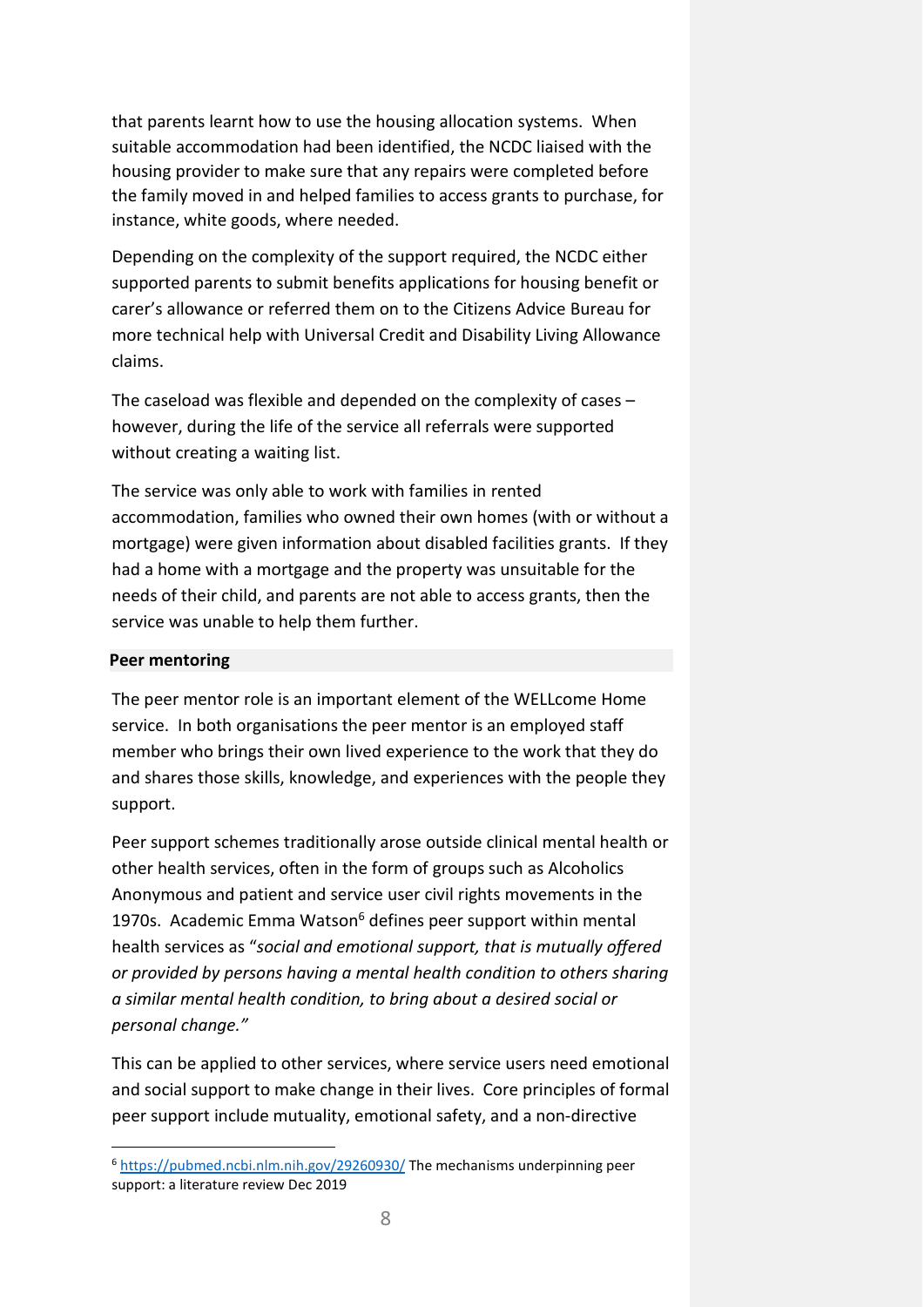that parents learnt how to use the housing allocation systems. When suitable accommodation had been identified, the NCDC liaised with the housing provider to make sure that any repairs were completed before the family moved in and helped families to access grants to purchase, for instance, white goods, where needed.

Depending on the complexity of the support required, the NCDC either supported parents to submit benefits applications for housing benefit or carer's allowance or referred them on to the Citizens Advice Bureau for more technical help with Universal Credit and Disability Living Allowance claims.

The caseload was flexible and depended on the complexity of cases – however, during the life of the service all referrals were supported without creating a waiting list.

The service was only able to work with families in rented accommodation, families who owned their own homes (with or without a mortgage) were given information about disabled facilities grants. If they had a home with a mortgage and the property was unsuitable for the needs of their child, and parents are not able to access grants, then the service was unable to help them further.

**Peer mentoring**

The peer mentor role is an important element of the WELLcome Home service. In both organisations the peer mentor is an employed staff member who brings their own lived experience to the work that they do and shares those skills, knowledge, and experiences with the people they support.

Peer support schemes traditionally arose outside clinical mental health or other health services, often in the form of groups such as Alcoholics Anonymous and patient and service user civil rights movements in the 1970s. Academic Emma Watson[6] defines peer support within mental health services as "*social and emotional support, that is mutually offered or provided by persons having a mental health condition to others sharing a similar mental health condition, to bring about a desired social or personal change.*"

This can be applied to other services, where service users need emotional and social support to make change in their lives. Core principles of formal peer support include mutuality, emotional safety, and a non-directive

[6] https://pubmed.ncbi.nlm.nih.gov/29260930/ The mechanisms underpinning peer support: a literature review Dec 2019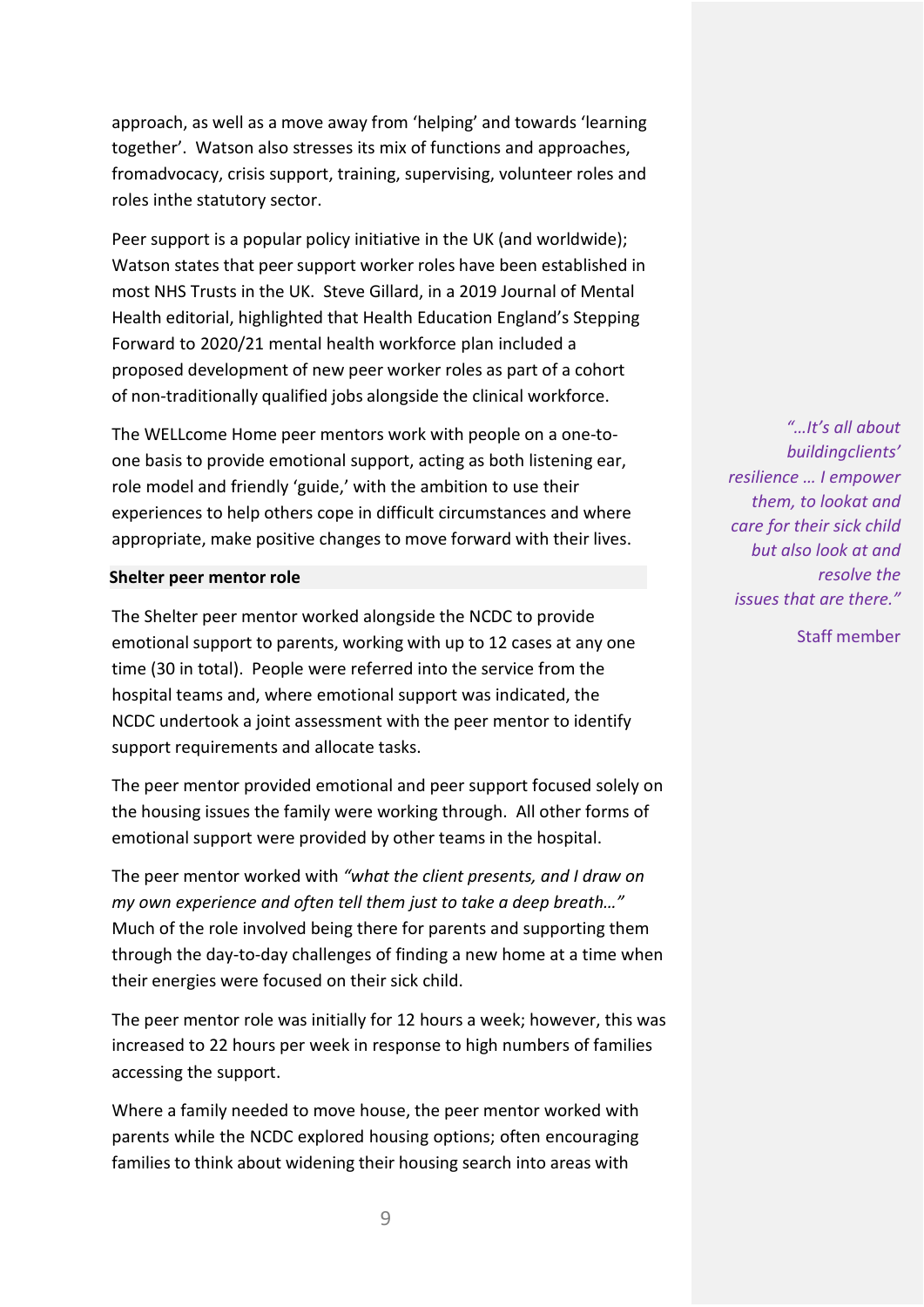approach, as well as a move away from 'helping' and towards 'learning together'. Watson also stresses its mix of functions and approaches, fromadvocacy, crisis support, training, supervising, volunteer roles and roles inthe statutory sector.

Peer support is a popular policy initiative in the UK (and worldwide); Watson states that peer support worker roles have been established in most NHS Trusts in the UK. Steve Gillard, in a 2019 Journal of Mental Health editorial, highlighted that Health Education England's Stepping Forward to 2020/21 mental health workforce plan included a proposed development of new peer worker roles as part of a cohort of non-traditionally qualified jobs alongside the clinical workforce.

The WELLcome Home peer mentors work with people on a one-to-one basis to provide emotional support, acting as both listening ear, role model and friendly 'guide,' with the ambition to use their experiences to help others cope in difficult circumstances and where appropriate, make positive changes to move forward with their lives.

> *"…It's all about buildingclients' resilience … I empower them, to lookat and care for their sick child but also look at and resolve the issues that are there."*
>
> Staff member

**Shelter peer mentor role**

The Shelter peer mentor worked alongside the NCDC to provide emotional support to parents, working with up to 12 cases at any one time (30 in total). People were referred into the service from the hospital teams and, where emotional support was indicated, the NCDC undertook a joint assessment with the peer mentor to identify support requirements and allocate tasks.

The peer mentor provided emotional and peer support focused solely on the housing issues the family were working through. All other forms of emotional support were provided by other teams in the hospital.

The peer mentor worked with *"what the client presents, and I draw on my own experience and often tell them just to take a deep breath…"* Much of the role involved being there for parents and supporting them through the day-to-day challenges of finding a new home at a time when their energies were focused on their sick child.

The peer mentor role was initially for 12 hours a week; however, this was increased to 22 hours per week in response to high numbers of families accessing the support.

Where a family needed to move house, the peer mentor worked with parents while the NCDC explored housing options; often encouraging families to think about widening their housing search into areas with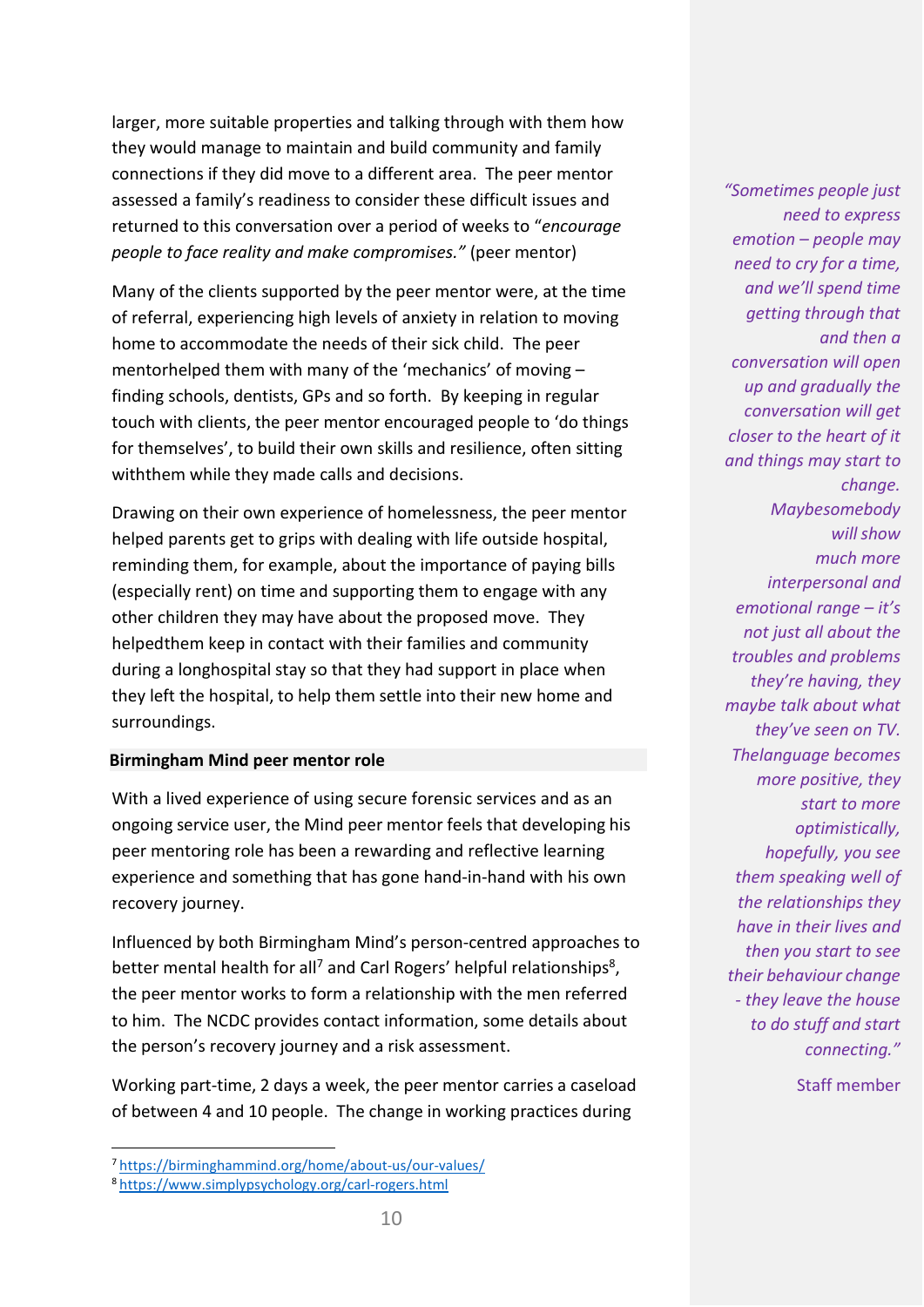larger, more suitable properties and talking through with them how they would manage to maintain and build community and family connections if they did move to a different area. The peer mentor assessed a family's readiness to consider these difficult issues and returned to this conversation over a period of weeks to "*encourage people to face reality and make compromises.*" (peer mentor)

Many of the clients supported by the peer mentor were, at the time of referral, experiencing high levels of anxiety in relation to moving home to accommodate the needs of their sick child. The peer mentorhelped them with many of the 'mechanics' of moving – finding schools, dentists, GPs and so forth. By keeping in regular touch with clients, the peer mentor encouraged people to 'do things for themselves', to build their own skills and resilience, often sitting withthem while they made calls and decisions.

Drawing on their own experience of homelessness, the peer mentor helped parents get to grips with dealing with life outside hospital, reminding them, for example, about the importance of paying bills (especially rent) on time and supporting them to engage with any other children they may have about the proposed move. They helpedthem keep in contact with their families and community during a longhospital stay so that they had support in place when they left the hospital, to help them settle into their new home and surroundings.

> *"Sometimes people just need to express emotion – people may need to cry for a time, and we'll spend time getting through that and then a conversation will open up and gradually the conversation will get closer to the heart of it and things may start to change. Maybesomebody will show much more interpersonal and emotional range – it's not just all about the troubles and problems they're having, they maybe talk about what they've seen on TV. Thelanguage becomes more positive, they start to more optimistically, hopefully, you see them speaking well of the relationships they have in their lives and then you start to see their behaviour change - they leave the house to do stuff and start connecting."*
>
> Staff member

**Birmingham Mind peer mentor role**

With a lived experience of using secure forensic services and as an ongoing service user, the Mind peer mentor feels that developing his peer mentoring role has been a rewarding and reflective learning experience and something that has gone hand-in-hand with his own recovery journey.

Influenced by both Birmingham Mind's person-centred approaches to better mental health for all[7] and Carl Rogers' helpful relationships[8], the peer mentor works to form a relationship with the men referred to him. The NCDC provides contact information, some details about the person's recovery journey and a risk assessment.

Working part-time, 2 days a week, the peer mentor carries a caseload of between 4 and 10 people. The change in working practices during

[7] https://birminghammind.org/home/about-us/our-values/

[8] https://www.simplypsychology.org/carl-rogers.html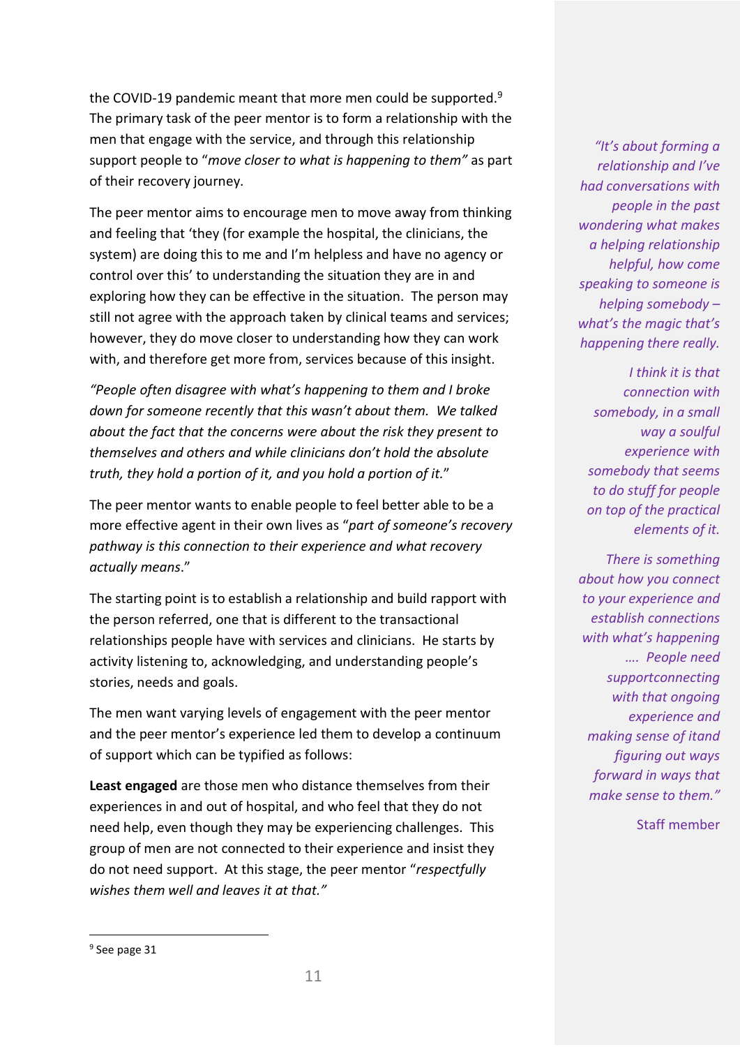the COVID-19 pandemic meant that more men could be supported.[9] The primary task of the peer mentor is to form a relationship with the men that engage with the service, and through this relationship support people to "*move closer to what is happening to them"* as part of their recovery journey.

The peer mentor aims to encourage men to move away from thinking and feeling that 'they (for example the hospital, the clinicians, the system) are doing this to me and I'm helpless and have no agency or control over this' to understanding the situation they are in and exploring how they can be effective in the situation. The person may still not agree with the approach taken by clinical teams and services; however, they do move closer to understanding how they can work with, and therefore get more from, services because of this insight.

*"People often disagree with what's happening to them and I broke down for someone recently that this wasn't about them. We talked about the fact that the concerns were about the risk they present to themselves and others and while clinicians don't hold the absolute truth, they hold a portion of it, and you hold a portion of it.*"

The peer mentor wants to enable people to feel better able to be a more effective agent in their own lives as "*part of someone's recovery pathway is this connection to their experience and what recovery actually means*."

The starting point is to establish a relationship and build rapport with the person referred, one that is different to the transactional relationships people have with services and clinicians. He starts by activity listening to, acknowledging, and understanding people's stories, needs and goals.

The men want varying levels of engagement with the peer mentor and the peer mentor's experience led them to develop a continuum of support which can be typified as follows:

**Least engaged** are those men who distance themselves from their experiences in and out of hospital, and who feel that they do not need help, even though they may be experiencing challenges. This group of men are not connected to their experience and insist they do not need support. At this stage, the peer mentor "*respectfully wishes them well and leaves it at that."*

*"It's about forming a relationship and I've had conversations with people in the past wondering what makes a helping relationship helpful, how come speaking to someone is helping somebody – what's the magic that's happening there really.*

*I think it is that connection with somebody, in a small way a soulful experience with somebody that seems to do stuff for people on top of the practical elements of it.*

*There is something about how you connect to your experience and establish connections with what's happening …. People need supportconnecting with that ongoing experience and making sense of itand figuring out ways forward in ways that make sense to them."*

Staff member

---

[9] See page 31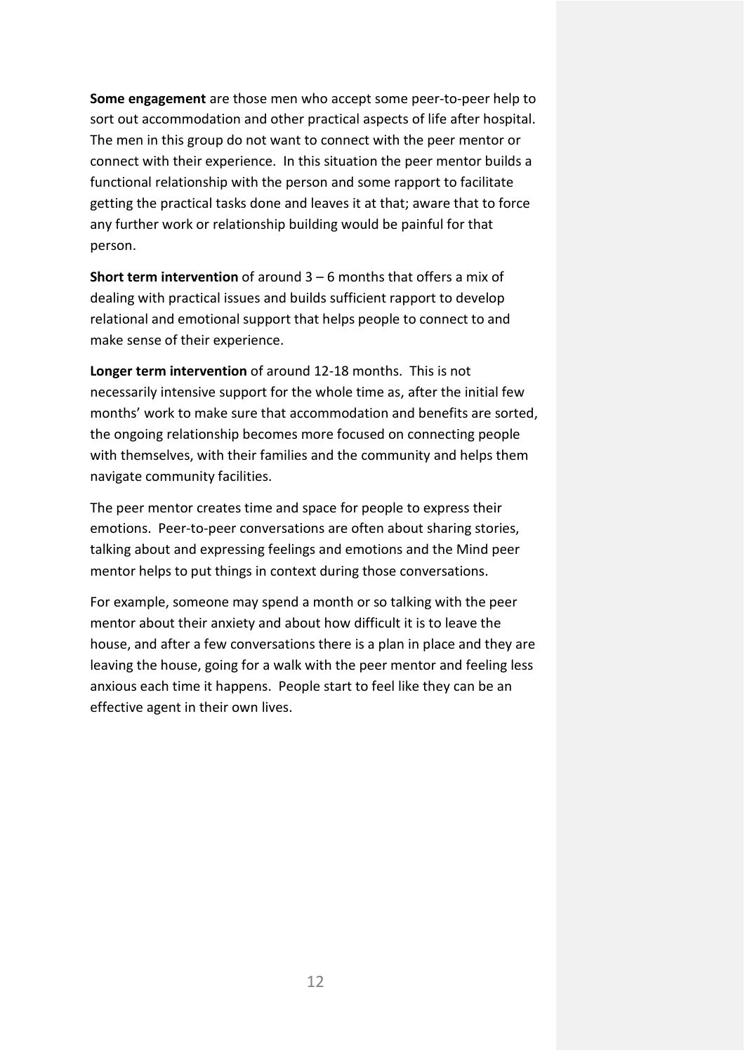**Some engagement** are those men who accept some peer-to-peer help to sort out accommodation and other practical aspects of life after hospital. The men in this group do not want to connect with the peer mentor or connect with their experience. In this situation the peer mentor builds a functional relationship with the person and some rapport to facilitate getting the practical tasks done and leaves it at that; aware that to force any further work or relationship building would be painful for that person.

**Short term intervention** of around 3 – 6 months that offers a mix of dealing with practical issues and builds sufficient rapport to develop relational and emotional support that helps people to connect to and make sense of their experience.

**Longer term intervention** of around 12-18 months. This is not necessarily intensive support for the whole time as, after the initial few months' work to make sure that accommodation and benefits are sorted, the ongoing relationship becomes more focused on connecting people with themselves, with their families and the community and helps them navigate community facilities.

The peer mentor creates time and space for people to express their emotions. Peer-to-peer conversations are often about sharing stories, talking about and expressing feelings and emotions and the Mind peer mentor helps to put things in context during those conversations.

For example, someone may spend a month or so talking with the peer mentor about their anxiety and about how difficult it is to leave the house, and after a few conversations there is a plan in place and they are leaving the house, going for a walk with the peer mentor and feeling less anxious each time it happens. People start to feel like they can be an effective agent in their own lives.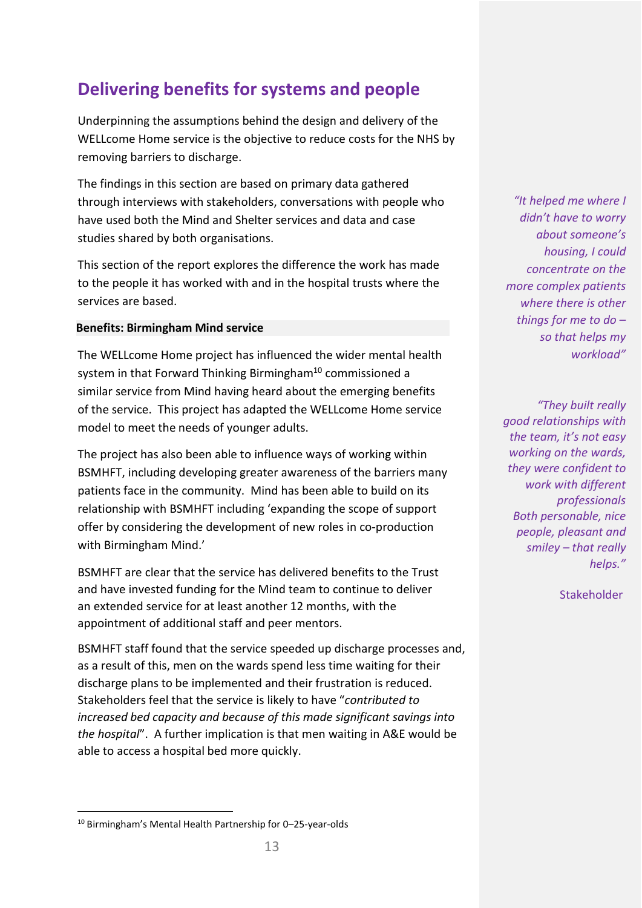## Delivering benefits for systems and people

Underpinning the assumptions behind the design and delivery of the WELLcome Home service is the objective to reduce costs for the NHS by removing barriers to discharge.

The findings in this section are based on primary data gathered through interviews with stakeholders, conversations with people who have used both the Mind and Shelter services and data and case studies shared by both organisations.

This section of the report explores the difference the work has made to the people it has worked with and in the hospital trusts where the services are based.

**Benefits: Birmingham Mind service**

The WELLcome Home project has influenced the wider mental health system in that Forward Thinking Birmingham[10] commissioned a similar service from Mind having heard about the emerging benefits of the service. This project has adapted the WELLcome Home service model to meet the needs of younger adults.

The project has also been able to influence ways of working within BSMHFT, including developing greater awareness of the barriers many patients face in the community. Mind has been able to build on its relationship with BSMHFT including 'expanding the scope of support offer by considering the development of new roles in co-production with Birmingham Mind.'

BSMHFT are clear that the service has delivered benefits to the Trust and have invested funding for the Mind team to continue to deliver an extended service for at least another 12 months, with the appointment of additional staff and peer mentors.

BSMHFT staff found that the service speeded up discharge processes and, as a result of this, men on the wards spend less time waiting for their discharge plans to be implemented and their frustration is reduced. Stakeholders feel that the service is likely to have "*contributed to increased bed capacity and because of this made significant savings into the hospital*". A further implication is that men waiting in A&E would be able to access a hospital bed more quickly.

*"It helped me where I didn't have to worry about someone's housing, I could concentrate on the more complex patients where there is other things for me to do – so that helps my workload"*

*"They built really good relationships with the team, it's not easy working on the wards, they were confident to work with different professionals Both personable, nice people, pleasant and smiley – that really helps."*

Stakeholder

[10] Birmingham's Mental Health Partnership for 0–25-year-olds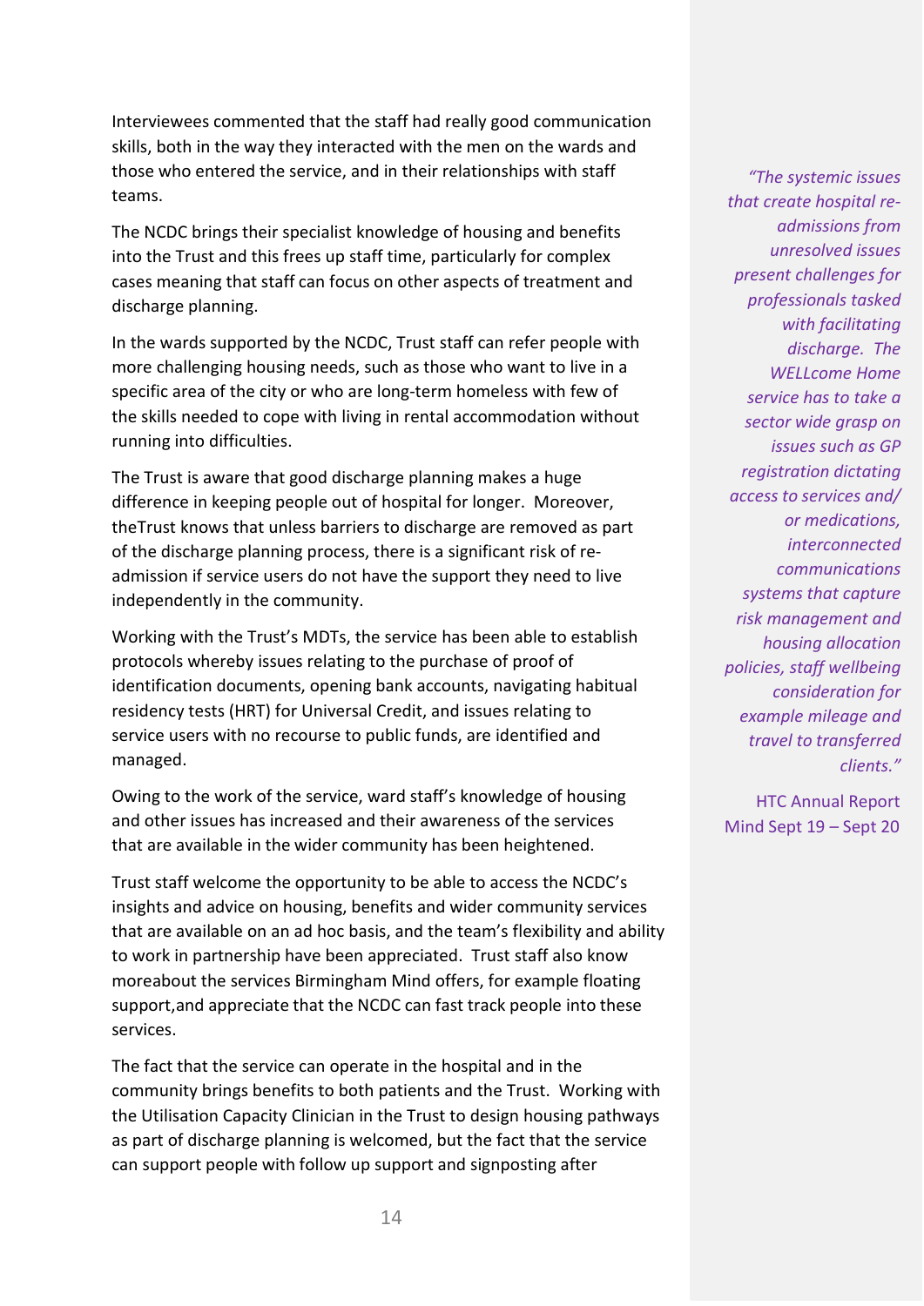Interviewees commented that the staff had really good communication skills, both in the way they interacted with the men on the wards and those who entered the service, and in their relationships with staff teams.

The NCDC brings their specialist knowledge of housing and benefits into the Trust and this frees up staff time, particularly for complex cases meaning that staff can focus on other aspects of treatment and discharge planning.

In the wards supported by the NCDC, Trust staff can refer people with more challenging housing needs, such as those who want to live in a specific area of the city or who are long-term homeless with few of the skills needed to cope with living in rental accommodation without running into difficulties.

The Trust is aware that good discharge planning makes a huge difference in keeping people out of hospital for longer. Moreover, theTrust knows that unless barriers to discharge are removed as part of the discharge planning process, there is a significant risk of re-admission if service users do not have the support they need to live independently in the community.

Working with the Trust's MDTs, the service has been able to establish protocols whereby issues relating to the purchase of proof of identification documents, opening bank accounts, navigating habitual residency tests (HRT) for Universal Credit, and issues relating to service users with no recourse to public funds, are identified and managed.

Owing to the work of the service, ward staff's knowledge of housing and other issues has increased and their awareness of the services that are available in the wider community has been heightened.

Trust staff welcome the opportunity to be able to access the NCDC's insights and advice on housing, benefits and wider community services that are available on an ad hoc basis, and the team's flexibility and ability to work in partnership have been appreciated. Trust staff also know moreabout the services Birmingham Mind offers, for example floating support,and appreciate that the NCDC can fast track people into these services.

The fact that the service can operate in the hospital and in the community brings benefits to both patients and the Trust. Working with the Utilisation Capacity Clinician in the Trust to design housing pathways as part of discharge planning is welcomed, but the fact that the service can support people with follow up support and signposting after

*"The systemic issues that create hospital re-admissions from unresolved issues present challenges for professionals tasked with facilitating discharge. The WELLcome Home service has to take a sector wide grasp on issues such as GP registration dictating access to services and/ or medications, interconnected communications systems that capture risk management and housing allocation policies, staff wellbeing consideration for example mileage and travel to transferred clients."*

HTC Annual Report Mind Sept 19 – Sept 20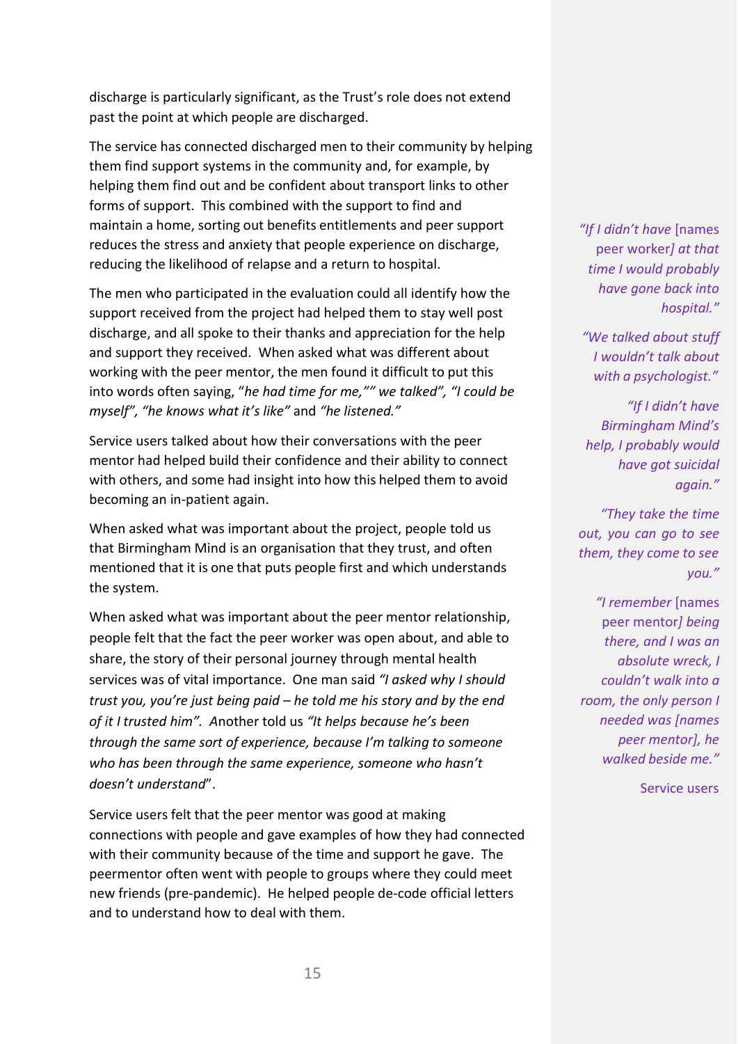discharge is particularly significant, as the Trust's role does not extend past the point at which people are discharged.

The service has connected discharged men to their community by helping them find support systems in the community and, for example, by helping them find out and be confident about transport links to other forms of support. This combined with the support to find and maintain a home, sorting out benefits entitlements and peer support reduces the stress and anxiety that people experience on discharge, reducing the likelihood of relapse and a return to hospital.

The men who participated in the evaluation could all identify how the support received from the project had helped them to stay well post discharge, and all spoke to their thanks and appreciation for the help and support they received. When asked what was different about working with the peer mentor, the men found it difficult to put this into words often saying, "*he had time for me,"" we talked", "I could be myself", "he knows what it's like"* and *"he listened."*

Service users talked about how their conversations with the peer mentor had helped build their confidence and their ability to connect with others, and some had insight into how this helped them to avoid becoming an in-patient again.

When asked what was important about the project, people told us that Birmingham Mind is an organisation that they trust, and often mentioned that it is one that puts people first and which understands the system.

When asked what was important about the peer mentor relationship, people felt that the fact the peer worker was open about, and able to share, the story of their personal journey through mental health services was of vital importance. One man said *"I asked why I should trust you, you're just being paid – he told me his story and by the end of it I trusted him"*. Another told us *"It helps because he's been through the same sort of experience, because I'm talking to someone who has been through the same experience, someone who hasn't doesn't understand*".

Service users felt that the peer mentor was good at making connections with people and gave examples of how they had connected with their community because of the time and support he gave. The peermentor often went with people to groups where they could meet new friends (pre-pandemic). He helped people de-code official letters and to understand how to deal with them.

> *"If I didn't have* [names peer worker] *at that time I would probably have gone back into hospital."*
>
> *"We talked about stuff I wouldn't talk about with a psychologist."*
>
> *"If I didn't have Birmingham Mind's help, I probably would have got suicidal again."*
>
> *"They take the time out, you can go to see them, they come to see you."*
>
> *"I remember* [names peer mentor] *being there, and I was an absolute wreck, I couldn't walk into a room, the only person I needed was [names peer mentor], he walked beside me."*
>
> Service users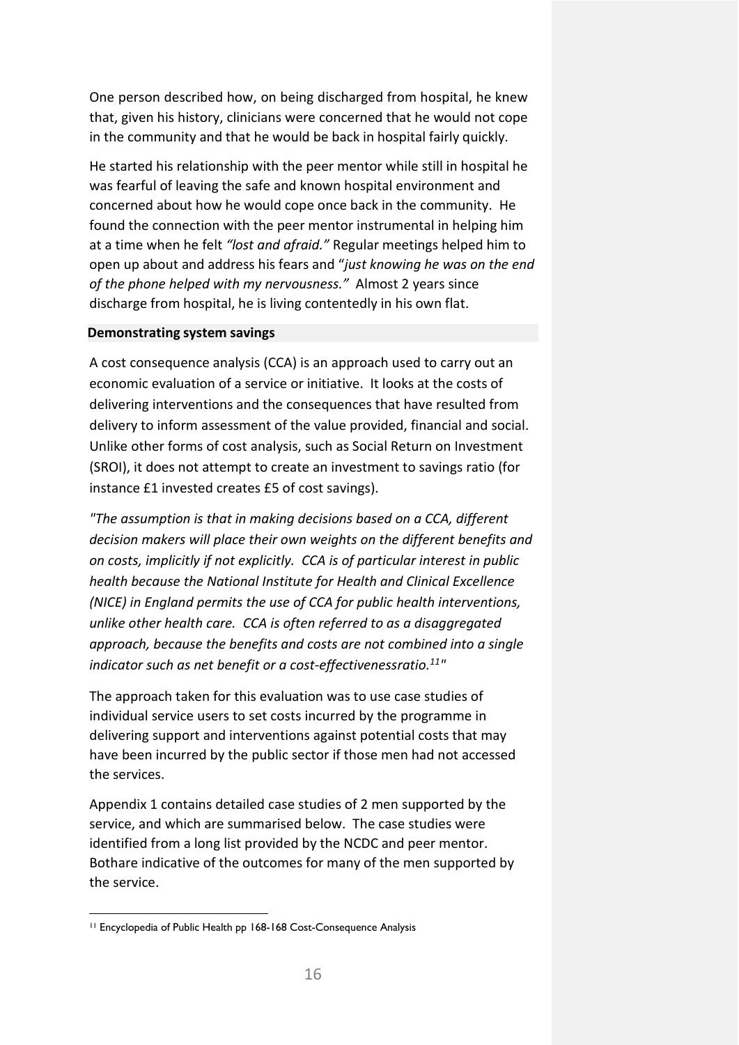One person described how, on being discharged from hospital, he knew that, given his history, clinicians were concerned that he would not cope in the community and that he would be back in hospital fairly quickly.

He started his relationship with the peer mentor while still in hospital he was fearful of leaving the safe and known hospital environment and concerned about how he would cope once back in the community. He found the connection with the peer mentor instrumental in helping him at a time when he felt *"lost and afraid."* Regular meetings helped him to open up about and address his fears and "*just knowing he was on the end of the phone helped with my nervousness."* Almost 2 years since discharge from hospital, he is living contentedly in his own flat.

### Demonstrating system savings

A cost consequence analysis (CCA) is an approach used to carry out an economic evaluation of a service or initiative. It looks at the costs of delivering interventions and the consequences that have resulted from delivery to inform assessment of the value provided, financial and social. Unlike other forms of cost analysis, such as Social Return on Investment (SROI), it does not attempt to create an investment to savings ratio (for instance £1 invested creates £5 of cost savings).

*"The assumption is that in making decisions based on a CCA, different decision makers will place their own weights on the different benefits and on costs, implicitly if not explicitly. CCA is of particular interest in public health because the National Institute for Health and Clinical Excellence (NICE) in England permits the use of CCA for public health interventions, unlike other health care. CCA is often referred to as a disaggregated approach, because the benefits and costs are not combined into a single indicator such as net benefit or a cost-effectivenessratio.[11]"*

The approach taken for this evaluation was to use case studies of individual service users to set costs incurred by the programme in delivering support and interventions against potential costs that may have been incurred by the public sector if those men had not accessed the services.

Appendix 1 contains detailed case studies of 2 men supported by the service, and which are summarised below. The case studies were identified from a long list provided by the NCDC and peer mentor. Bothare indicative of the outcomes for many of the men supported by the service.

[11] Encyclopedia of Public Health pp 168-168 Cost-Consequence Analysis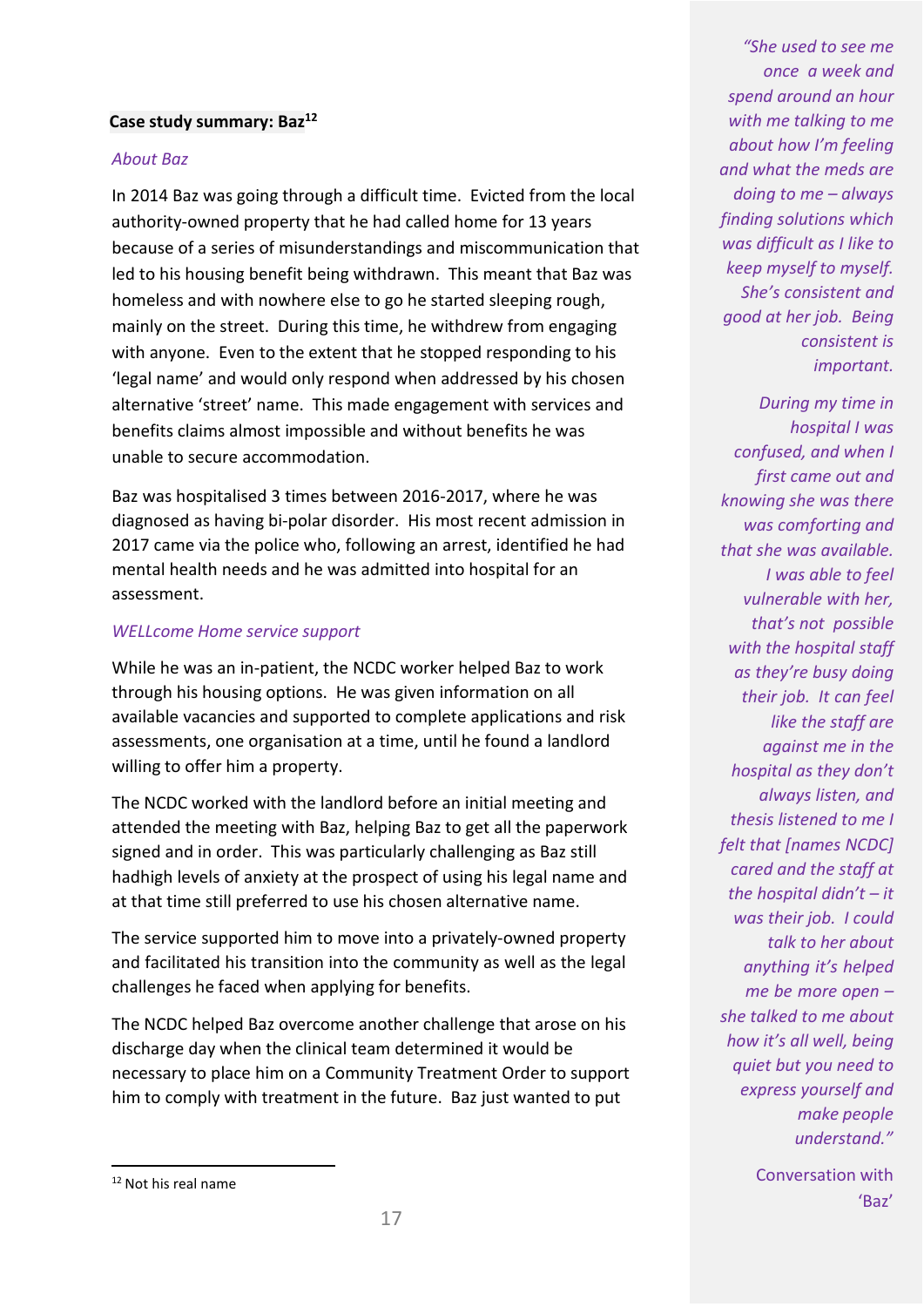**Case study summary: Baz**[12]

*About Baz*

In 2014 Baz was going through a difficult time. Evicted from the local authority-owned property that he had called home for 13 years because of a series of misunderstandings and miscommunication that led to his housing benefit being withdrawn. This meant that Baz was homeless and with nowhere else to go he started sleeping rough, mainly on the street. During this time, he withdrew from engaging with anyone. Even to the extent that he stopped responding to his 'legal name' and would only respond when addressed by his chosen alternative 'street' name. This made engagement with services and benefits claims almost impossible and without benefits he was unable to secure accommodation.

Baz was hospitalised 3 times between 2016-2017, where he was diagnosed as having bi-polar disorder. His most recent admission in 2017 came via the police who, following an arrest, identified he had mental health needs and he was admitted into hospital for an assessment.

*WELLcome Home service support*

While he was an in-patient, the NCDC worker helped Baz to work through his housing options. He was given information on all available vacancies and supported to complete applications and risk assessments, one organisation at a time, until he found a landlord willing to offer him a property.

The NCDC worked with the landlord before an initial meeting and attended the meeting with Baz, helping Baz to get all the paperwork signed and in order. This was particularly challenging as Baz still hadhigh levels of anxiety at the prospect of using his legal name and at that time still preferred to use his chosen alternative name.

The service supported him to move into a privately-owned property and facilitated his transition into the community as well as the legal challenges he faced when applying for benefits.

The NCDC helped Baz overcome another challenge that arose on his discharge day when the clinical team determined it would be necessary to place him on a Community Treatment Order to support him to comply with treatment in the future. Baz just wanted to put

*"She used to see me once a week and spend around an hour with me talking to me about how I'm feeling and what the meds are doing to me – always finding solutions which was difficult as I like to keep myself to myself. She's consistent and good at her job. Being consistent is important.*

*During my time in hospital I was confused, and when I first came out and knowing she was there was comforting and that she was available. I was able to feel vulnerable with her, that's not possible with the hospital staff as they're busy doing their job. It can feel like the staff are against me in the hospital as they don't always listen, and thesis listened to me I felt that [names NCDC] cared and the staff at the hospital didn't – it was their job. I could talk to her about anything it's helped me be more open – she talked to me about how it's all well, being quiet but you need to express yourself and make people understand."*

Conversation with 'Baz'

[12] Not his real name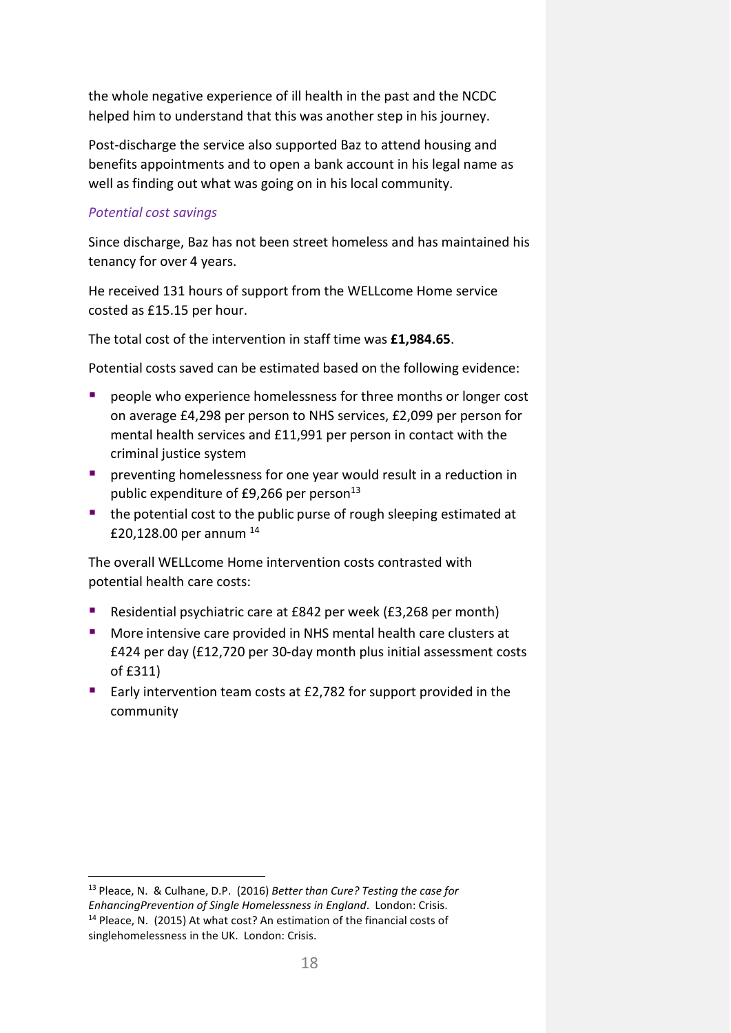the whole negative experience of ill health in the past and the NCDC helped him to understand that this was another step in his journey.

Post-discharge the service also supported Baz to attend housing and benefits appointments and to open a bank account in his legal name as well as finding out what was going on in his local community.

*Potential cost savings*

Since discharge, Baz has not been street homeless and has maintained his tenancy for over 4 years.

He received 131 hours of support from the WELLcome Home service costed as £15.15 per hour.

The total cost of the intervention in staff time was **£1,984.65**.

Potential costs saved can be estimated based on the following evidence:

- people who experience homelessness for three months or longer cost on average £4,298 per person to NHS services, £2,099 per person for mental health services and £11,991 per person in contact with the criminal justice system
- preventing homelessness for one year would result in a reduction in public expenditure of £9,266 per person[13]
- the potential cost to the public purse of rough sleeping estimated at £20,128.00 per annum [14]

The overall WELLcome Home intervention costs contrasted with potential health care costs:

- Residential psychiatric care at £842 per week (£3,268 per month)
- More intensive care provided in NHS mental health care clusters at £424 per day (£12,720 per 30-day month plus initial assessment costs of £311)
- Early intervention team costs at £2,782 for support provided in the community

[13] Pleace, N. & Culhane, D.P. (2016) *Better than Cure? Testing the case for EnhancingPrevention of Single Homelessness in England*. London: Crisis.
[14] Pleace, N. (2015) At what cost? An estimation of the financial costs of singlehomelessness in the UK. London: Crisis.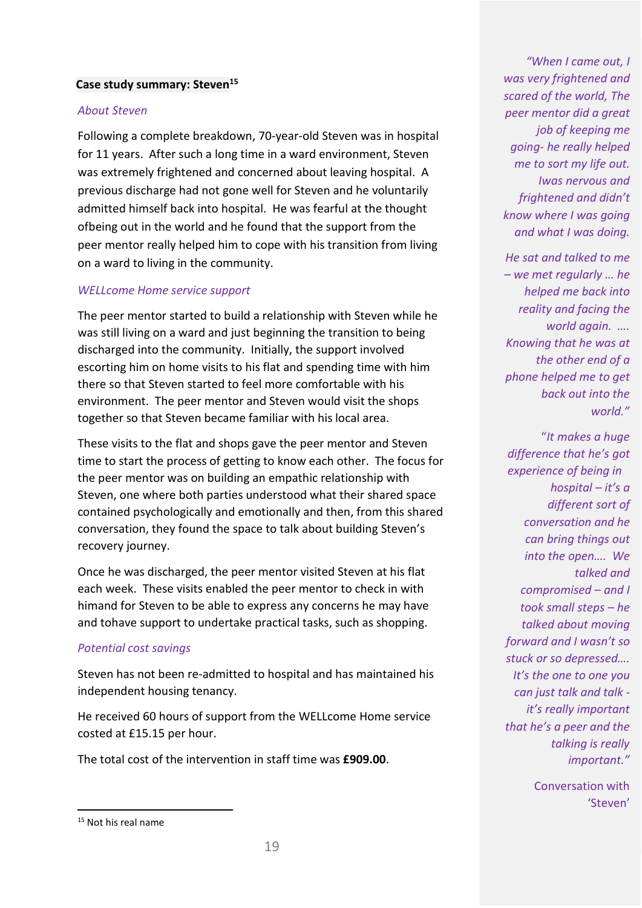**Case study summary: Steven**[15]

*About Steven*

Following a complete breakdown, 70-year-old Steven was in hospital for 11 years. After such a long time in a ward environment, Steven was extremely frightened and concerned about leaving hospital. A previous discharge had not gone well for Steven and he voluntarily admitted himself back into hospital. He was fearful at the thought ofbeing out in the world and he found that the support from the peer mentor really helped him to cope with his transition from living on a ward to living in the community.

*WELLcome Home service support*

The peer mentor started to build a relationship with Steven while he was still living on a ward and just beginning the transition to being discharged into the community. Initially, the support involved escorting him on home visits to his flat and spending time with him there so that Steven started to feel more comfortable with his environment. The peer mentor and Steven would visit the shops together so that Steven became familiar with his local area.

These visits to the flat and shops gave the peer mentor and Steven time to start the process of getting to know each other. The focus for the peer mentor was on building an empathic relationship with Steven, one where both parties understood what their shared space contained psychologically and emotionally and then, from this shared conversation, they found the space to talk about building Steven's recovery journey.

Once he was discharged, the peer mentor visited Steven at his flat each week. These visits enabled the peer mentor to check in with himand for Steven to be able to express any concerns he may have and tohave support to undertake practical tasks, such as shopping.

*Potential cost savings*

Steven has not been re-admitted to hospital and has maintained his independent housing tenancy.

He received 60 hours of support from the WELLcome Home service costed at £15.15 per hour.

The total cost of the intervention in staff time was **£909.00**.

*"When I came out, I was very frightened and scared of the world, The peer mentor did a great job of keeping me going- he really helped me to sort my life out. Iwas nervous and frightened and didn't know where I was going and what I was doing.*

*He sat and talked to me – we met regularly … he helped me back into reality and facing the world again. …. Knowing that he was at the other end of a phone helped me to get back out into the world."*

*"It makes a huge difference that he's got experience of being in hospital – it's a different sort of conversation and he can bring things out into the open…. We talked and compromised – and I took small steps – he talked about moving forward and I wasn't so stuck or so depressed…. It's the one to one you can just talk and talk - it's really important that he's a peer and the talking is really important."*

Conversation with 'Steven'

[15] Not his real name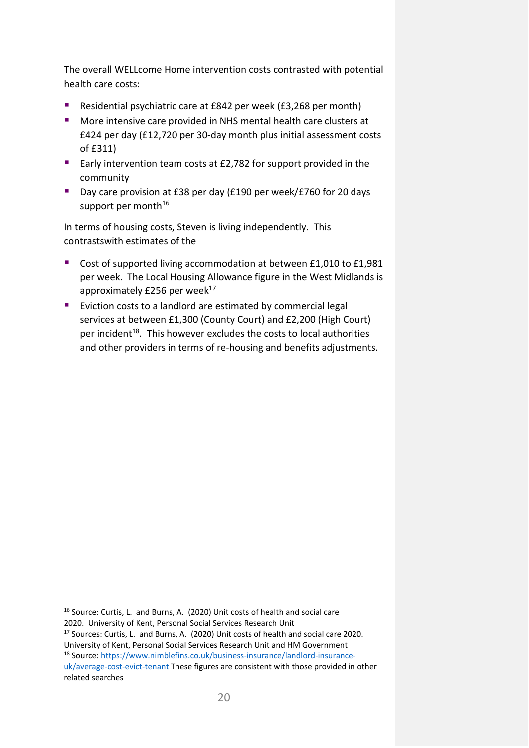The overall WELLcome Home intervention costs contrasted with potential health care costs:

- Residential psychiatric care at £842 per week (£3,268 per month)
- More intensive care provided in NHS mental health care clusters at £424 per day (£12,720 per 30-day month plus initial assessment costs of £311)
- Early intervention team costs at £2,782 for support provided in the community
- Day care provision at £38 per day (£190 per week/£760 for 20 days support per month[16]

In terms of housing costs, Steven is living independently. This contrastswith estimates of the

- Cost of supported living accommodation at between £1,010 to £1,981 per week. The Local Housing Allowance figure in the West Midlands is approximately £256 per week[17]
- Eviction costs to a landlord are estimated by commercial legal services at between £1,300 (County Court) and £2,200 (High Court) per incident[18]. This however excludes the costs to local authorities and other providers in terms of re-housing and benefits adjustments.

---

[16] Source: Curtis, L. and Burns, A. (2020) Unit costs of health and social care 2020. University of Kent, Personal Social Services Research Unit

[17] Sources: Curtis, L. and Burns, A. (2020) Unit costs of health and social care 2020. University of Kent, Personal Social Services Research Unit and HM Government

[18] Source: https://www.nimblefins.co.uk/business-insurance/landlord-insurance-uk/average-cost-evict-tenant These figures are consistent with those provided in other related searches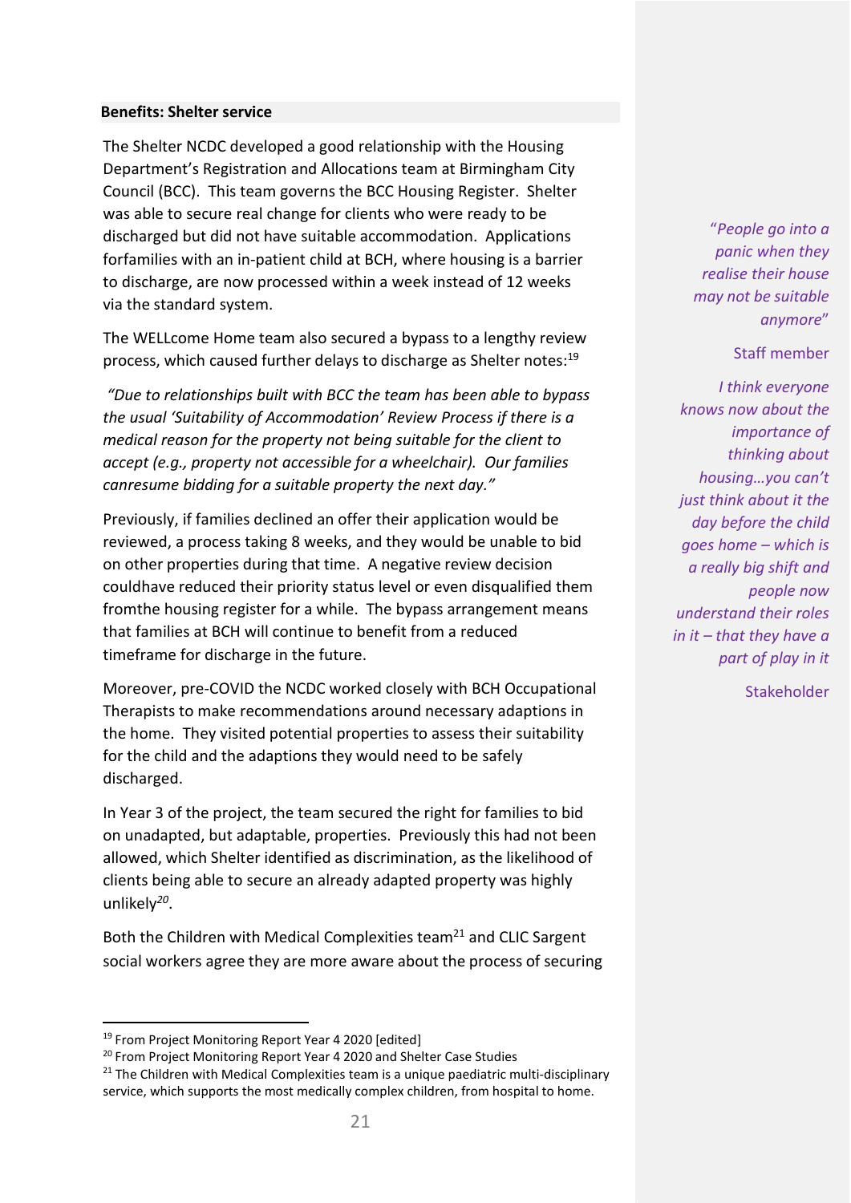**Benefits: Shelter service**

The Shelter NCDC developed a good relationship with the Housing Department's Registration and Allocations team at Birmingham City Council (BCC). This team governs the BCC Housing Register. Shelter was able to secure real change for clients who were ready to be discharged but did not have suitable accommodation. Applications forfamilies with an in-patient child at BCH, where housing is a barrier to discharge, are now processed within a week instead of 12 weeks via the standard system.

The WELLcome Home team also secured a bypass to a lengthy review process, which caused further delays to discharge as Shelter notes:[19]

*"Due to relationships built with BCC the team has been able to bypass the usual 'Suitability of Accommodation' Review Process if there is a medical reason for the property not being suitable for the client to accept (e.g., property not accessible for a wheelchair). Our families canresume bidding for a suitable property the next day."*

Previously, if families declined an offer their application would be reviewed, a process taking 8 weeks, and they would be unable to bid on other properties during that time. A negative review decision couldhave reduced their priority status level or even disqualified them fromthe housing register for a while. The bypass arrangement means that families at BCH will continue to benefit from a reduced timeframe for discharge in the future.

Moreover, pre-COVID the NCDC worked closely with BCH Occupational Therapists to make recommendations around necessary adaptions in the home. They visited potential properties to assess their suitability for the child and the adaptions they would need to be safely discharged.

In Year 3 of the project, the team secured the right for families to bid on unadapted, but adaptable, properties. Previously this had not been allowed, which Shelter identified as discrimination, as the likelihood of clients being able to secure an already adapted property was highly unlikely[20].

Both the Children with Medical Complexities team[21] and CLIC Sargent social workers agree they are more aware about the process of securing

*"People go into a panic when they realise their house may not be suitable anymore"*

Staff member

*I think everyone knows now about the importance of thinking about housing…you can't just think about it the day before the child goes home – which is a really big shift and people now understand their roles in it – that they have a part of play in it*

Stakeholder

[19] From Project Monitoring Report Year 4 2020 [edited]

[20] From Project Monitoring Report Year 4 2020 and Shelter Case Studies

[21] The Children with Medical Complexities team is a unique paediatric multi-disciplinary service, which supports the most medically complex children, from hospital to home.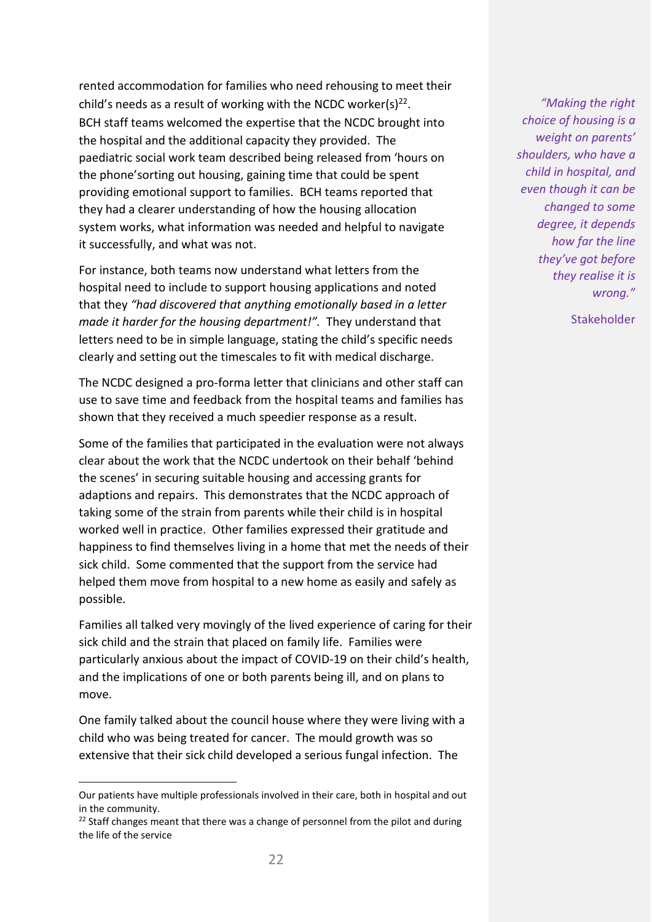rented accommodation for families who need rehousing to meet their child's needs as a result of working with the NCDC worker(s)[22]. BCH staff teams welcomed the expertise that the NCDC brought into the hospital and the additional capacity they provided. The paediatric social work team described being released from 'hours on the phone'sorting out housing, gaining time that could be spent providing emotional support to families. BCH teams reported that they had a clearer understanding of how the housing allocation system works, what information was needed and helpful to navigate it successfully, and what was not.

For instance, both teams now understand what letters from the hospital need to include to support housing applications and noted that they *"had discovered that anything emotionally based in a letter made it harder for the housing department!".* They understand that letters need to be in simple language, stating the child's specific needs clearly and setting out the timescales to fit with medical discharge.

The NCDC designed a pro-forma letter that clinicians and other staff can use to save time and feedback from the hospital teams and families has shown that they received a much speedier response as a result.

Some of the families that participated in the evaluation were not always clear about the work that the NCDC undertook on their behalf 'behind the scenes' in securing suitable housing and accessing grants for adaptions and repairs. This demonstrates that the NCDC approach of taking some of the strain from parents while their child is in hospital worked well in practice. Other families expressed their gratitude and happiness to find themselves living in a home that met the needs of their sick child. Some commented that the support from the service had helped them move from hospital to a new home as easily and safely as possible.

Families all talked very movingly of the lived experience of caring for their sick child and the strain that placed on family life. Families were particularly anxious about the impact of COVID-19 on their child's health, and the implications of one or both parents being ill, and on plans to move.

One family talked about the council house where they were living with a child who was being treated for cancer. The mould growth was so extensive that their sick child developed a serious fungal infection. The

> *"Making the right choice of housing is a weight on parents' shoulders, who have a child in hospital, and even though it can be changed to some degree, it depends how far the line they've got before they realise it is wrong."*
>
> Stakeholder

---

Our patients have multiple professionals involved in their care, both in hospital and out in the community.

[22] Staff changes meant that there was a change of personnel from the pilot and during the life of the service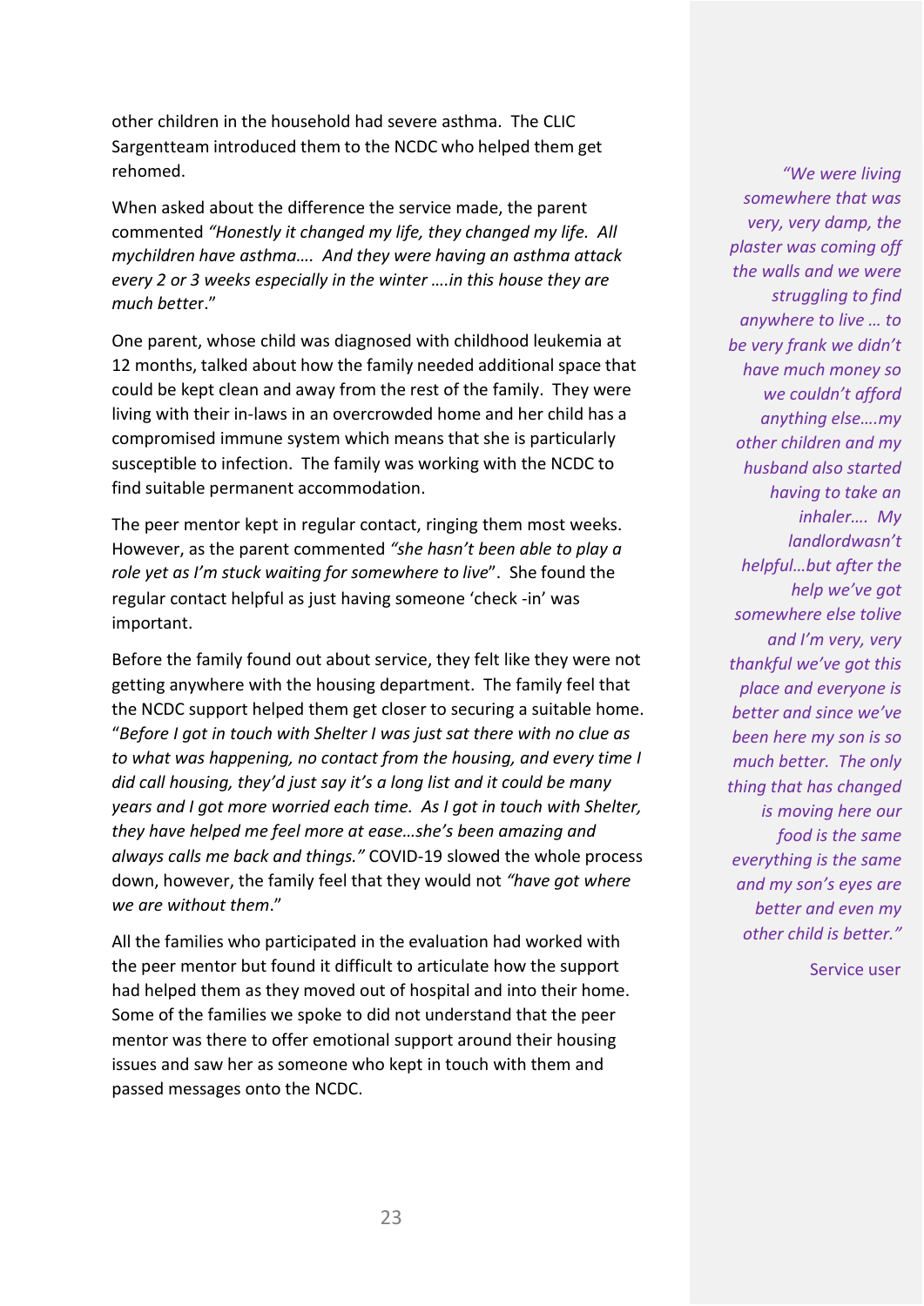other children in the household had severe asthma. The CLIC Sargentteam introduced them to the NCDC who helped them get rehomed.

When asked about the difference the service made, the parent commented *"Honestly it changed my life, they changed my life. All mychildren have asthma…. And they were having an asthma attack every 2 or 3 weeks especially in the winter ….in this house they are much better*."

One parent, whose child was diagnosed with childhood leukemia at 12 months, talked about how the family needed additional space that could be kept clean and away from the rest of the family. They were living with their in-laws in an overcrowded home and her child has a compromised immune system which means that she is particularly susceptible to infection. The family was working with the NCDC to find suitable permanent accommodation.

The peer mentor kept in regular contact, ringing them most weeks. However, as the parent commented *"she hasn't been able to play a role yet as I'm stuck waiting for somewhere to live*". She found the regular contact helpful as just having someone 'check -in' was important.

Before the family found out about service, they felt like they were not getting anywhere with the housing department. The family feel that the NCDC support helped them get closer to securing a suitable home. "*Before I got in touch with Shelter I was just sat there with no clue as to what was happening, no contact from the housing, and every time I did call housing, they'd just say it's a long list and it could be many years and I got more worried each time. As I got in touch with Shelter, they have helped me feel more at ease…she's been amazing and always calls me back and things."* COVID-19 slowed the whole process down, however, the family feel that they would not *"have got where we are without them*."

All the families who participated in the evaluation had worked with the peer mentor but found it difficult to articulate how the support had helped them as they moved out of hospital and into their home. Some of the families we spoke to did not understand that the peer mentor was there to offer emotional support around their housing issues and saw her as someone who kept in touch with them and passed messages onto the NCDC.

*"We were living somewhere that was very, very damp, the plaster was coming off the walls and we were struggling to find anywhere to live … to be very frank we didn't have much money so we couldn't afford anything else….my other children and my husband also started having to take an inhaler…. My landlordwasn't helpful…but after the help we've got somewhere else tolive and I'm very, very thankful we've got this place and everyone is better and since we've been here my son is so much better. The only thing that has changed is moving here our food is the same everything is the same and my son's eyes are better and even my other child is better."*

Service user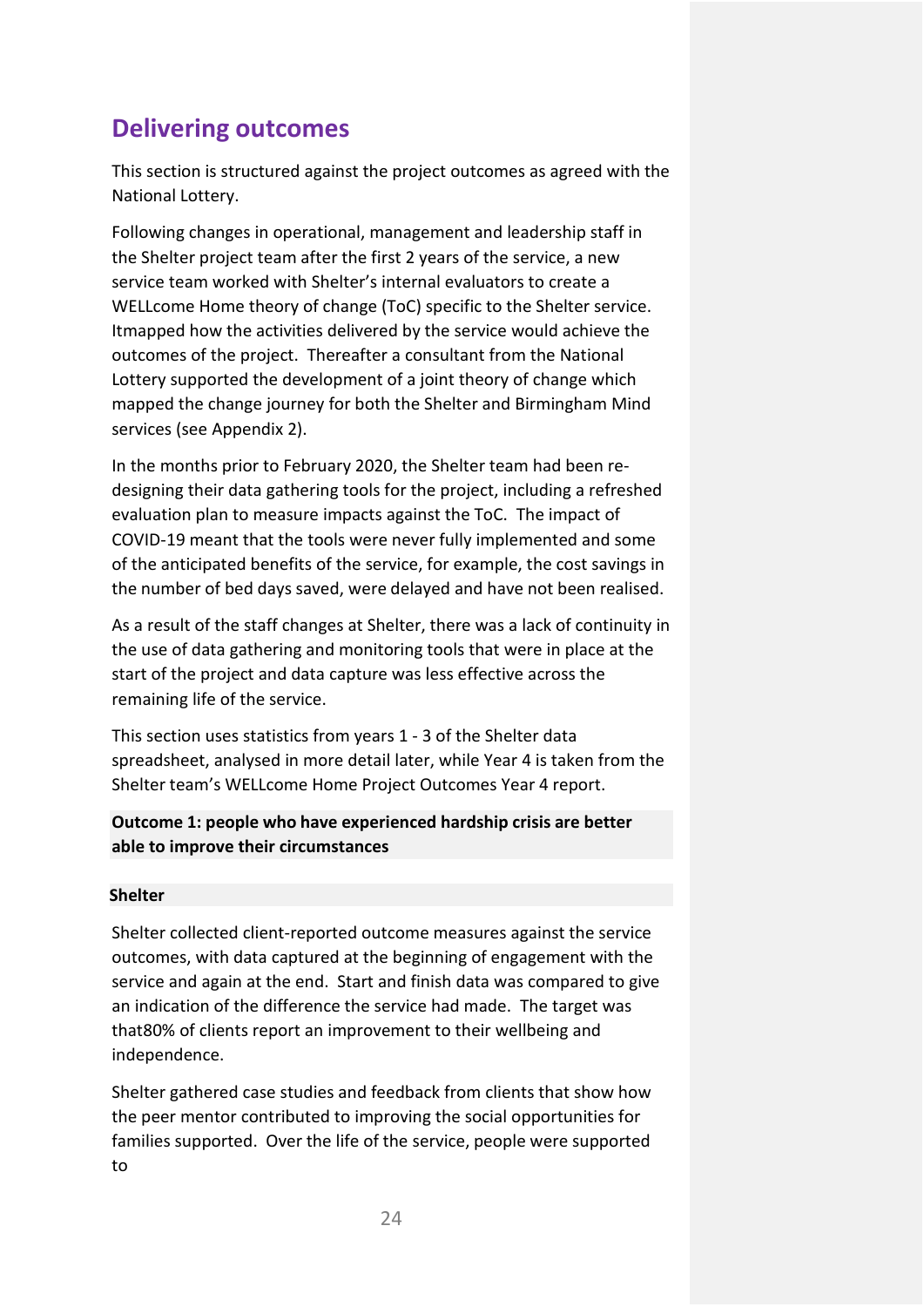## Delivering outcomes

This section is structured against the project outcomes as agreed with the National Lottery.

Following changes in operational, management and leadership staff in the Shelter project team after the first 2 years of the service, a new service team worked with Shelter's internal evaluators to create a WELLcome Home theory of change (ToC) specific to the Shelter service. Itmapped how the activities delivered by the service would achieve the outcomes of the project. Thereafter a consultant from the National Lottery supported the development of a joint theory of change which mapped the change journey for both the Shelter and Birmingham Mind services (see Appendix 2).

In the months prior to February 2020, the Shelter team had been re-designing their data gathering tools for the project, including a refreshed evaluation plan to measure impacts against the ToC. The impact of COVID-19 meant that the tools were never fully implemented and some of the anticipated benefits of the service, for example, the cost savings in the number of bed days saved, were delayed and have not been realised.

As a result of the staff changes at Shelter, there was a lack of continuity in the use of data gathering and monitoring tools that were in place at the start of the project and data capture was less effective across the remaining life of the service.

This section uses statistics from years 1 - 3 of the Shelter data spreadsheet, analysed in more detail later, while Year 4 is taken from the Shelter team's WELLcome Home Project Outcomes Year 4 report.

**Outcome 1: people who have experienced hardship crisis are better able to improve their circumstances**

**Shelter**

Shelter collected client-reported outcome measures against the service outcomes, with data captured at the beginning of engagement with the service and again at the end. Start and finish data was compared to give an indication of the difference the service had made. The target was that80% of clients report an improvement to their wellbeing and independence.

Shelter gathered case studies and feedback from clients that show how the peer mentor contributed to improving the social opportunities for families supported. Over the life of the service, people were supported to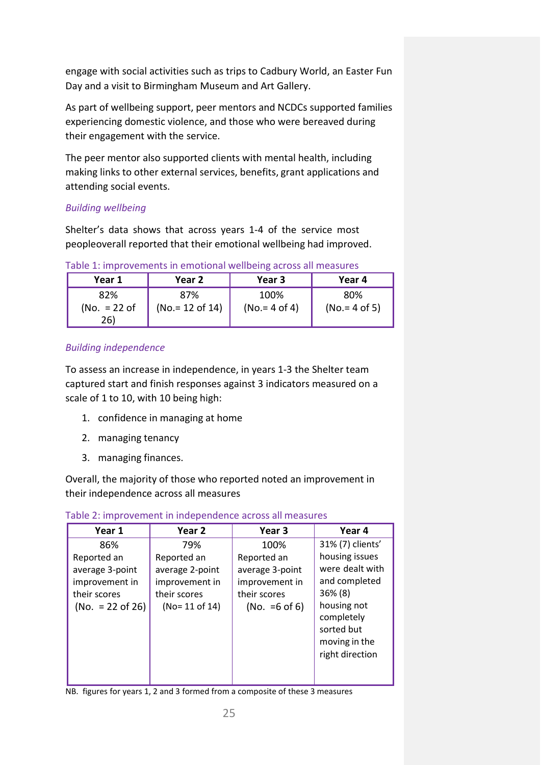engage with social activities such as trips to Cadbury World, an Easter Fun Day and a visit to Birmingham Museum and Art Gallery.

As part of wellbeing support, peer mentors and NCDCs supported families experiencing domestic violence, and those who were bereaved during their engagement with the service.

The peer mentor also supported clients with mental health, including making links to other external services, benefits, grant applications and attending social events.

*Building wellbeing*

Shelter's data shows that across years 1-4 of the service most peopleoverall reported that their emotional wellbeing had improved.

Table 1: improvements in emotional wellbeing across all measures

| Year 1 | Year 2 | Year 3 | Year 4 |
|---|---|---|---|
| 82% (No. = 22 of 26) | 87% (No.= 12 of 14) | 100% (No.= 4 of 4) | 80% (No.= 4 of 5) |

*Building independence*

To assess an increase in independence, in years 1-3 the Shelter team captured start and finish responses against 3 indicators measured on a scale of 1 to 10, with 10 being high:

1. confidence in managing at home
2. managing tenancy
3. managing finances.

Overall, the majority of those who reported noted an improvement in their independence across all measures

Table 2: improvement in independence across all measures

| Year 1 | Year 2 | Year 3 | Year 4 |
|---|---|---|---|
| 86% Reported an average 3-point improvement in their scores (No. = 22 of 26) | 79% Reported an average 2-point improvement in their scores (No= 11 of 14) | 100% Reported an average 3-point improvement in their scores (No. =6 of 6) | 31% (7) clients' housing issues were dealt with and completed 36% (8) housing not completely sorted but moving in the right direction |

NB. figures for years 1, 2 and 3 formed from a composite of these 3 measures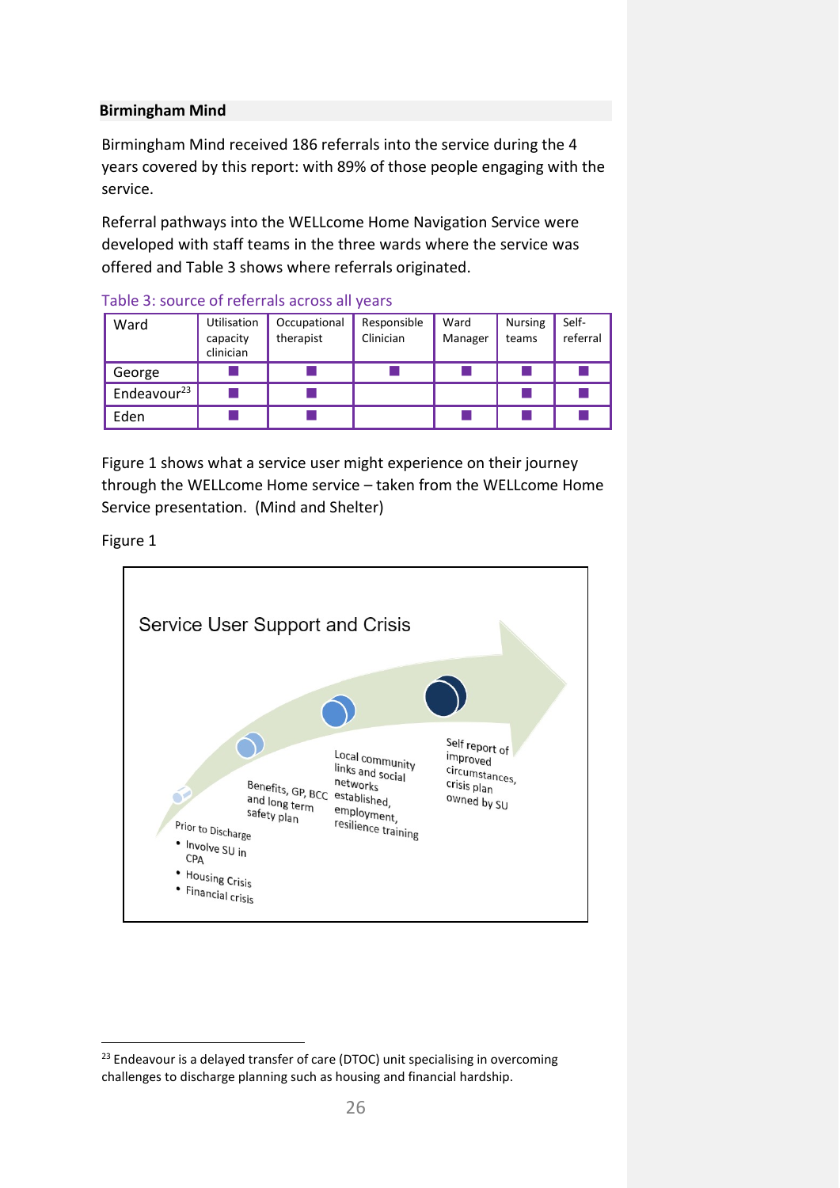**Birmingham Mind**

Birmingham Mind received 186 referrals into the service during the 4 years covered by this report: with 89% of those people engaging with the service.

Referral pathways into the WELLcome Home Navigation Service were developed with staff teams in the three wards where the service was offered and Table 3 shows where referrals originated.

Table 3: source of referrals across all years

| Ward | Utilisation capacity clinician | Occupational therapist | Responsible Clinician | Ward Manager | Nursing teams | Self-referral |
|---|---|---|---|---|---|---|
| George | ■ | ■ | ■ | ■ | ■ | ■ |
| Endeavour[23] | ■ | ■ | | | ■ | ■ |
| Eden | ■ | ■ | | ■ | ■ | ■ |

Figure 1 shows what a service user might experience on their journey through the WELLcome Home service – taken from the WELLcome Home Service presentation. (Mind and Shelter)

Figure 1

Service User Support and Crisis

Prior to Discharge
- Involve SU in CPA
- Housing Crisis
- Financial crisis

Benefits, GP, BCC and long term safety plan

Local community links and social networks established, employment, resilience training

Self report of improved circumstances, crisis plan owned by SU

[23] Endeavour is a delayed transfer of care (DTOC) unit specialising in overcoming challenges to discharge planning such as housing and financial hardship.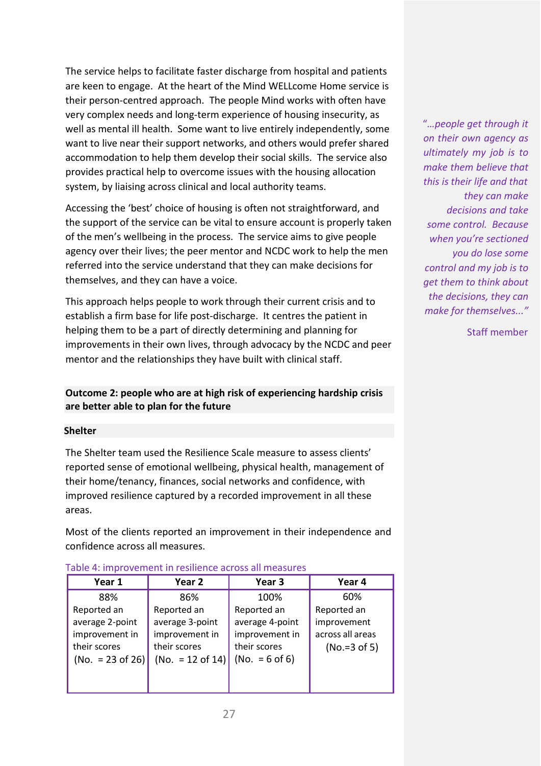The service helps to facilitate faster discharge from hospital and patients are keen to engage. At the heart of the Mind WELLcome Home service is their person-centred approach. The people Mind works with often have very complex needs and long-term experience of housing insecurity, as well as mental ill health. Some want to live entirely independently, some want to live near their support networks, and others would prefer shared accommodation to help them develop their social skills. The service also provides practical help to overcome issues with the housing allocation system, by liaising across clinical and local authority teams.

Accessing the 'best' choice of housing is often not straightforward, and the support of the service can be vital to ensure account is properly taken of the men's wellbeing in the process. The service aims to give people agency over their lives; the peer mentor and NCDC work to help the men referred into the service understand that they can make decisions for themselves, and they can have a voice.

This approach helps people to work through their current crisis and to establish a firm base for life post-discharge. It centres the patient in helping them to be a part of directly determining and planning for improvements in their own lives, through advocacy by the NCDC and peer mentor and the relationships they have built with clinical staff.

*"…people get through it on their own agency as ultimately my job is to make them believe that this is their life and that they can make decisions and take some control. Because when you're sectioned you do lose some control and my job is to get them to think about the decisions, they can make for themselves..."*

Staff member

**Outcome 2: people who are at high risk of experiencing hardship crisis are better able to plan for the future**

**Shelter**

The Shelter team used the Resilience Scale measure to assess clients' reported sense of emotional wellbeing, physical health, management of their home/tenancy, finances, social networks and confidence, with improved resilience captured by a recorded improvement in all these areas.

Most of the clients reported an improvement in their independence and confidence across all measures.

Table 4: improvement in resilience across all measures

| Year 1 | Year 2 | Year 3 | Year 4 |
|---|---|---|---|
| 88% Reported an average 2-point improvement in their scores (No. = 23 of 26) | 86% Reported an average 3-point improvement in their scores (No. = 12 of 14) | 100% Reported an average 4-point improvement in their scores (No. = 6 of 6) | 60% Reported an improvement across all areas (No.=3 of 5) |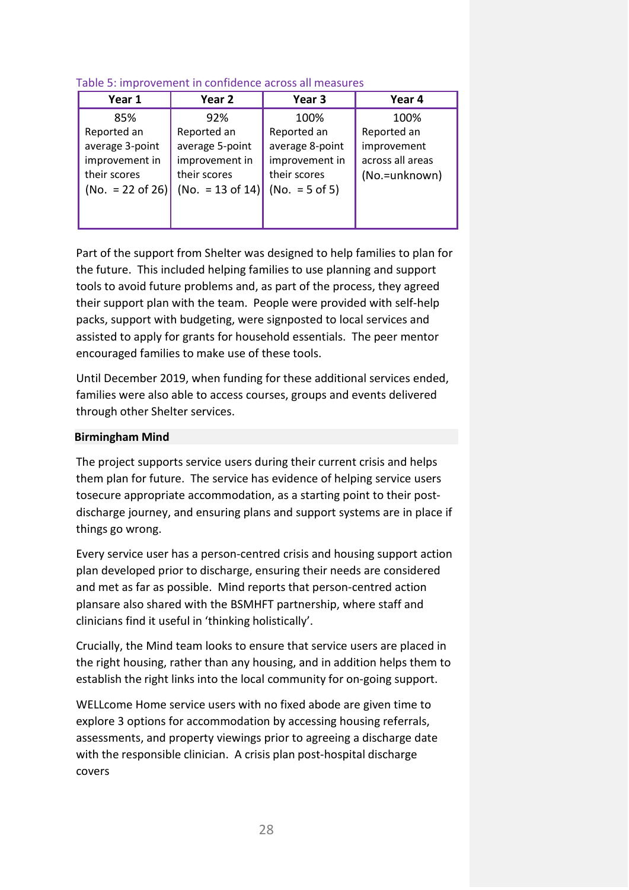Table 5: improvement in confidence across all measures

| Year 1 | Year 2 | Year 3 | Year 4 |
|---|---|---|---|
| 85% Reported an average 3-point improvement in their scores (No. = 22 of 26) | 92% Reported an average 5-point improvement in their scores (No. = 13 of 14) | 100% Reported an average 8-point improvement in their scores (No. = 5 of 5) | 100% Reported an improvement across all areas (No.=unknown) |

Part of the support from Shelter was designed to help families to plan for the future. This included helping families to use planning and support tools to avoid future problems and, as part of the process, they agreed their support plan with the team. People were provided with self-help packs, support with budgeting, were signposted to local services and assisted to apply for grants for household essentials. The peer mentor encouraged families to make use of these tools.

Until December 2019, when funding for these additional services ended, families were also able to access courses, groups and events delivered through other Shelter services.

**Birmingham Mind**

The project supports service users during their current crisis and helps them plan for future. The service has evidence of helping service users tosecure appropriate accommodation, as a starting point to their post-discharge journey, and ensuring plans and support systems are in place if things go wrong.

Every service user has a person-centred crisis and housing support action plan developed prior to discharge, ensuring their needs are considered and met as far as possible. Mind reports that person-centred action plansare also shared with the BSMHFT partnership, where staff and clinicians find it useful in 'thinking holistically'.

Crucially, the Mind team looks to ensure that service users are placed in the right housing, rather than any housing, and in addition helps them to establish the right links into the local community for on-going support.

WELLcome Home service users with no fixed abode are given time to explore 3 options for accommodation by accessing housing referrals, assessments, and property viewings prior to agreeing a discharge date with the responsible clinician. A crisis plan post-hospital discharge covers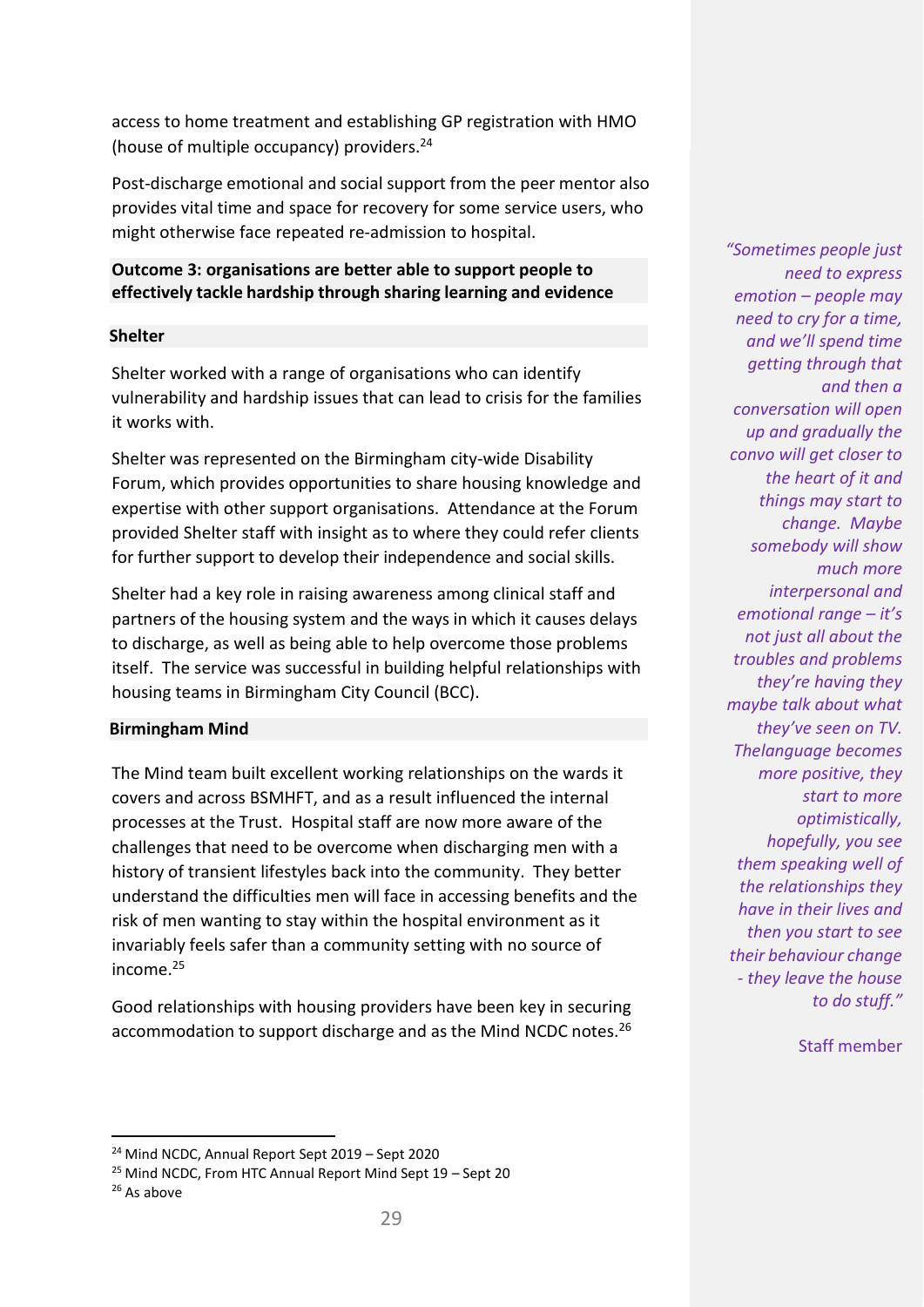access to home treatment and establishing GP registration with HMO (house of multiple occupancy) providers.[24]

Post-discharge emotional and social support from the peer mentor also provides vital time and space for recovery for some service users, who might otherwise face repeated re-admission to hospital.

**Outcome 3: organisations are better able to support people to effectively tackle hardship through sharing learning and evidence**

**Shelter**

Shelter worked with a range of organisations who can identify vulnerability and hardship issues that can lead to crisis for the families it works with.

Shelter was represented on the Birmingham city-wide Disability Forum, which provides opportunities to share housing knowledge and expertise with other support organisations. Attendance at the Forum provided Shelter staff with insight as to where they could refer clients for further support to develop their independence and social skills.

Shelter had a key role in raising awareness among clinical staff and partners of the housing system and the ways in which it causes delays to discharge, as well as being able to help overcome those problems itself. The service was successful in building helpful relationships with housing teams in Birmingham City Council (BCC).

**Birmingham Mind**

The Mind team built excellent working relationships on the wards it covers and across BSMHFT, and as a result influenced the internal processes at the Trust. Hospital staff are now more aware of the challenges that need to be overcome when discharging men with a history of transient lifestyles back into the community. They better understand the difficulties men will face in accessing benefits and the risk of men wanting to stay within the hospital environment as it invariably feels safer than a community setting with no source of income.[25]

Good relationships with housing providers have been key in securing accommodation to support discharge and as the Mind NCDC notes.[26]

*"Sometimes people just need to express emotion – people may need to cry for a time, and we'll spend time getting through that and then a conversation will open up and gradually the convo will get closer to the heart of it and things may start to change. Maybe somebody will show much more interpersonal and emotional range – it's not just all about the troubles and problems they're having they maybe talk about what they've seen on TV. Thelanguage becomes more positive, they start to more optimistically, hopefully, you see them speaking well of the relationships they have in their lives and then you start to see their behaviour change - they leave the house to do stuff."*

Staff member

---

[24] Mind NCDC, Annual Report Sept 2019 – Sept 2020

[25] Mind NCDC, From HTC Annual Report Mind Sept 19 – Sept 20

[26] As above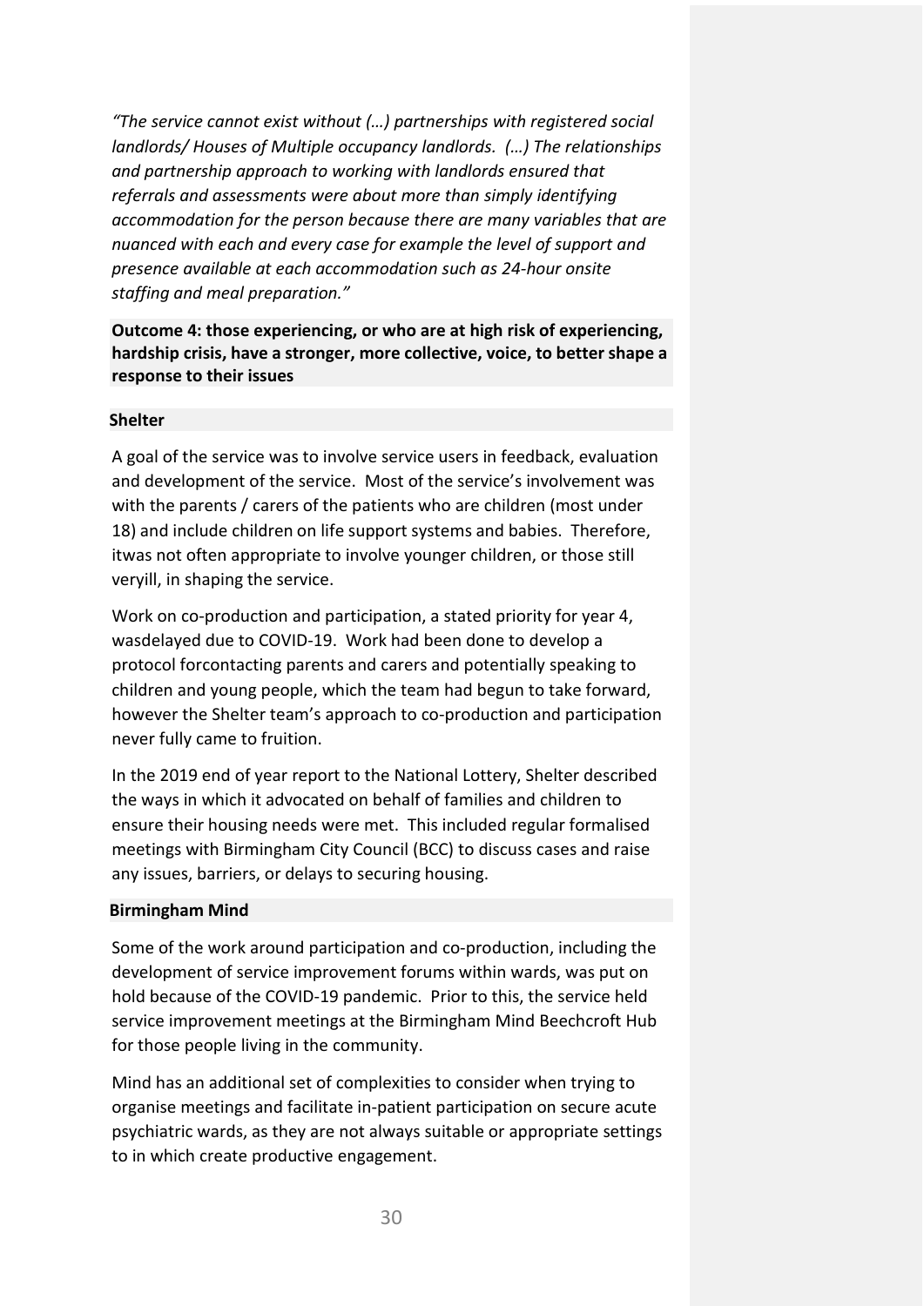*"The service cannot exist without (…) partnerships with registered social landlords/ Houses of Multiple occupancy landlords. (…) The relationships and partnership approach to working with landlords ensured that referrals and assessments were about more than simply identifying accommodation for the person because there are many variables that are nuanced with each and every case for example the level of support and presence available at each accommodation such as 24-hour onsite staffing and meal preparation."*

**Outcome 4: those experiencing, or who are at high risk of experiencing, hardship crisis, have a stronger, more collective, voice, to better shape a response to their issues**

**Shelter**

A goal of the service was to involve service users in feedback, evaluation and development of the service. Most of the service's involvement was with the parents / carers of the patients who are children (most under 18) and include children on life support systems and babies. Therefore, itwas not often appropriate to involve younger children, or those still veryill, in shaping the service.

Work on co-production and participation, a stated priority for year 4, wasdelayed due to COVID-19. Work had been done to develop a protocol forcontacting parents and carers and potentially speaking to children and young people, which the team had begun to take forward, however the Shelter team's approach to co-production and participation never fully came to fruition.

In the 2019 end of year report to the National Lottery, Shelter described the ways in which it advocated on behalf of families and children to ensure their housing needs were met. This included regular formalised meetings with Birmingham City Council (BCC) to discuss cases and raise any issues, barriers, or delays to securing housing.

**Birmingham Mind**

Some of the work around participation and co-production, including the development of service improvement forums within wards, was put on hold because of the COVID-19 pandemic. Prior to this, the service held service improvement meetings at the Birmingham Mind Beechcroft Hub for those people living in the community.

Mind has an additional set of complexities to consider when trying to organise meetings and facilitate in-patient participation on secure acute psychiatric wards, as they are not always suitable or appropriate settings to in which create productive engagement.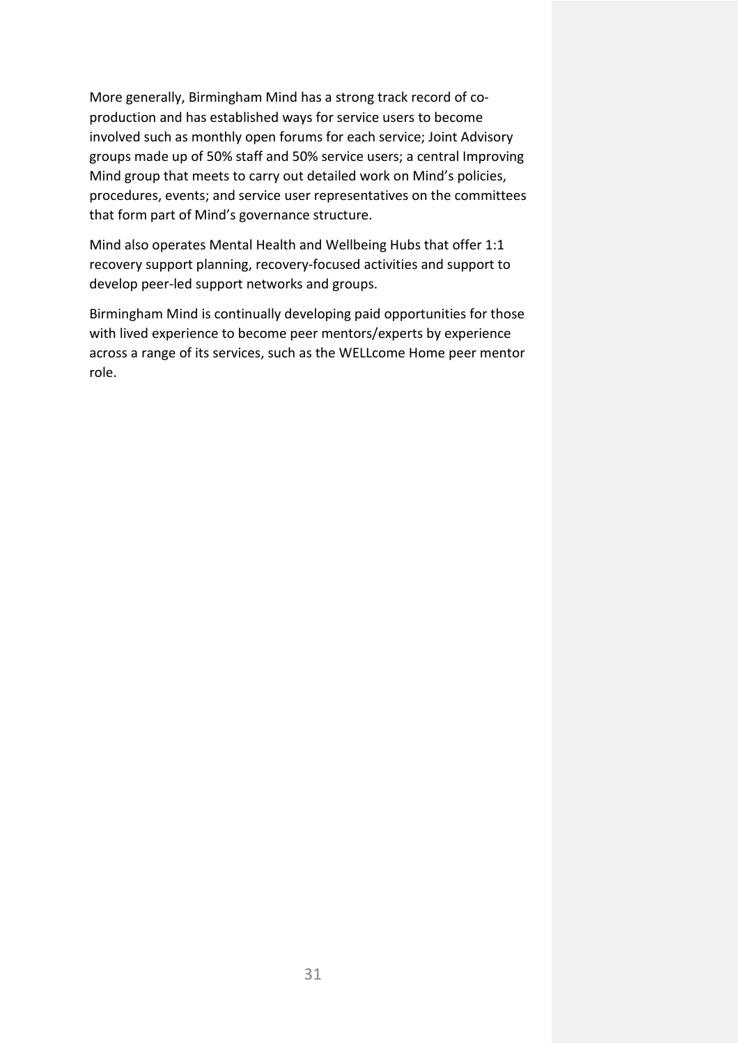More generally, Birmingham Mind has a strong track record of co-production and has established ways for service users to become involved such as monthly open forums for each service; Joint Advisory groups made up of 50% staff and 50% service users; a central Improving Mind group that meets to carry out detailed work on Mind's policies, procedures, events; and service user representatives on the committees that form part of Mind's governance structure.

Mind also operates Mental Health and Wellbeing Hubs that offer 1:1 recovery support planning, recovery-focused activities and support to develop peer-led support networks and groups.

Birmingham Mind is continually developing paid opportunities for those with lived experience to become peer mentors/experts by experience across a range of its services, such as the WELLcome Home peer mentor role.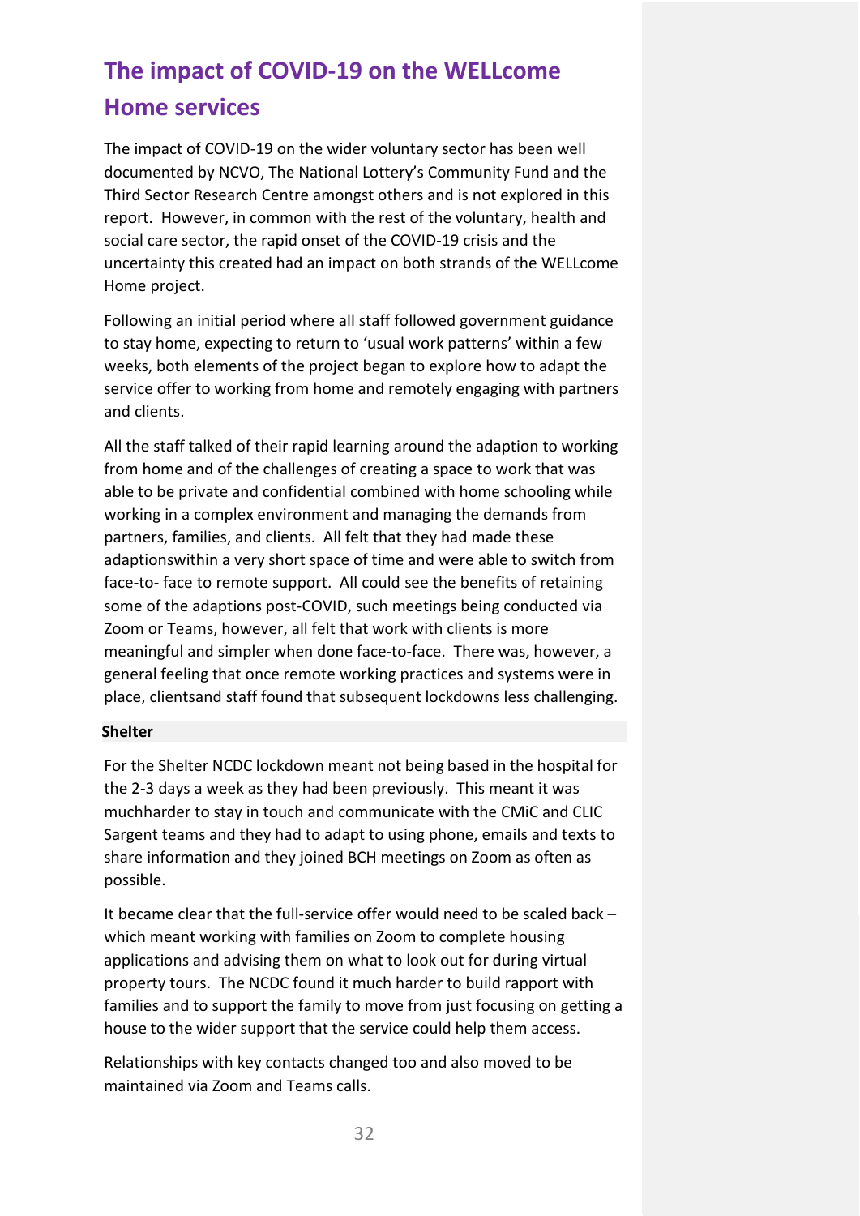# The impact of COVID-19 on the WELLcome Home services

The impact of COVID-19 on the wider voluntary sector has been well documented by NCVO, The National Lottery's Community Fund and the Third Sector Research Centre amongst others and is not explored in this report. However, in common with the rest of the voluntary, health and social care sector, the rapid onset of the COVID-19 crisis and the uncertainty this created had an impact on both strands of the WELLcome Home project.

Following an initial period where all staff followed government guidance to stay home, expecting to return to 'usual work patterns' within a few weeks, both elements of the project began to explore how to adapt the service offer to working from home and remotely engaging with partners and clients.

All the staff talked of their rapid learning around the adaption to working from home and of the challenges of creating a space to work that was able to be private and confidential combined with home schooling while working in a complex environment and managing the demands from partners, families, and clients. All felt that they had made these adaptionswithin a very short space of time and were able to switch from face-to- face to remote support. All could see the benefits of retaining some of the adaptions post-COVID, such meetings being conducted via Zoom or Teams, however, all felt that work with clients is more meaningful and simpler when done face-to-face. There was, however, a general feeling that once remote working practices and systems were in place, clientsand staff found that subsequent lockdowns less challenging.

**Shelter**

For the Shelter NCDC lockdown meant not being based in the hospital for the 2-3 days a week as they had been previously. This meant it was muchharder to stay in touch and communicate with the CMiC and CLIC Sargent teams and they had to adapt to using phone, emails and texts to share information and they joined BCH meetings on Zoom as often as possible.

It became clear that the full-service offer would need to be scaled back – which meant working with families on Zoom to complete housing applications and advising them on what to look out for during virtual property tours. The NCDC found it much harder to build rapport with families and to support the family to move from just focusing on getting a house to the wider support that the service could help them access.

Relationships with key contacts changed too and also moved to be maintained via Zoom and Teams calls.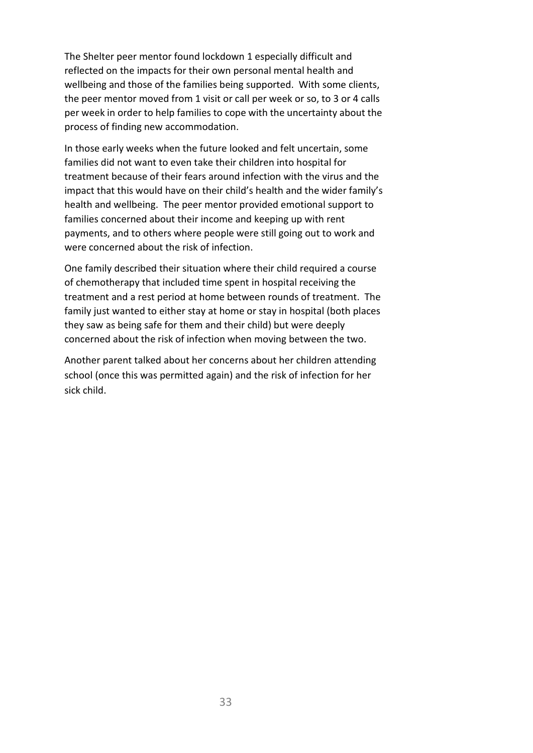The Shelter peer mentor found lockdown 1 especially difficult and reflected on the impacts for their own personal mental health and wellbeing and those of the families being supported. With some clients, the peer mentor moved from 1 visit or call per week or so, to 3 or 4 calls per week in order to help families to cope with the uncertainty about the process of finding new accommodation.

In those early weeks when the future looked and felt uncertain, some families did not want to even take their children into hospital for treatment because of their fears around infection with the virus and the impact that this would have on their child's health and the wider family's health and wellbeing. The peer mentor provided emotional support to families concerned about their income and keeping up with rent payments, and to others where people were still going out to work and were concerned about the risk of infection.

One family described their situation where their child required a course of chemotherapy that included time spent in hospital receiving the treatment and a rest period at home between rounds of treatment. The family just wanted to either stay at home or stay in hospital (both places they saw as being safe for them and their child) but were deeply concerned about the risk of infection when moving between the two.

Another parent talked about her concerns about her children attending school (once this was permitted again) and the risk of infection for her sick child.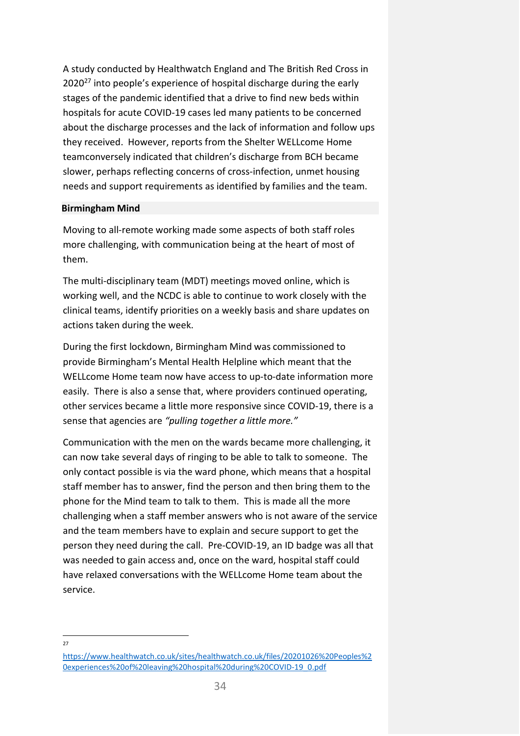A study conducted by Healthwatch England and The British Red Cross in 2020[27] into people's experience of hospital discharge during the early stages of the pandemic identified that a drive to find new beds within hospitals for acute COVID-19 cases led many patients to be concerned about the discharge processes and the lack of information and follow ups they received. However, reports from the Shelter WELLcome Home teamconversely indicated that children's discharge from BCH became slower, perhaps reflecting concerns of cross-infection, unmet housing needs and support requirements as identified by families and the team.

**Birmingham Mind**

Moving to all-remote working made some aspects of both staff roles more challenging, with communication being at the heart of most of them.

The multi-disciplinary team (MDT) meetings moved online, which is working well, and the NCDC is able to continue to work closely with the clinical teams, identify priorities on a weekly basis and share updates on actions taken during the week.

During the first lockdown, Birmingham Mind was commissioned to provide Birmingham's Mental Health Helpline which meant that the WELLcome Home team now have access to up-to-date information more easily. There is also a sense that, where providers continued operating, other services became a little more responsive since COVID-19, there is a sense that agencies are *"pulling together a little more."*

Communication with the men on the wards became more challenging, it can now take several days of ringing to be able to talk to someone. The only contact possible is via the ward phone, which means that a hospital staff member has to answer, find the person and then bring them to the phone for the Mind team to talk to them. This is made all the more challenging when a staff member answers who is not aware of the service and the team members have to explain and secure support to get the person they need during the call. Pre-COVID-19, an ID badge was all that was needed to gain access and, once on the ward, hospital staff could have relaxed conversations with the WELLcome Home team about the service.

---

[27] https://www.healthwatch.co.uk/sites/healthwatch.co.uk/files/20201026%20Peoples%20experiences%20of%20leaving%20hospital%20during%20COVID-19_0.pdf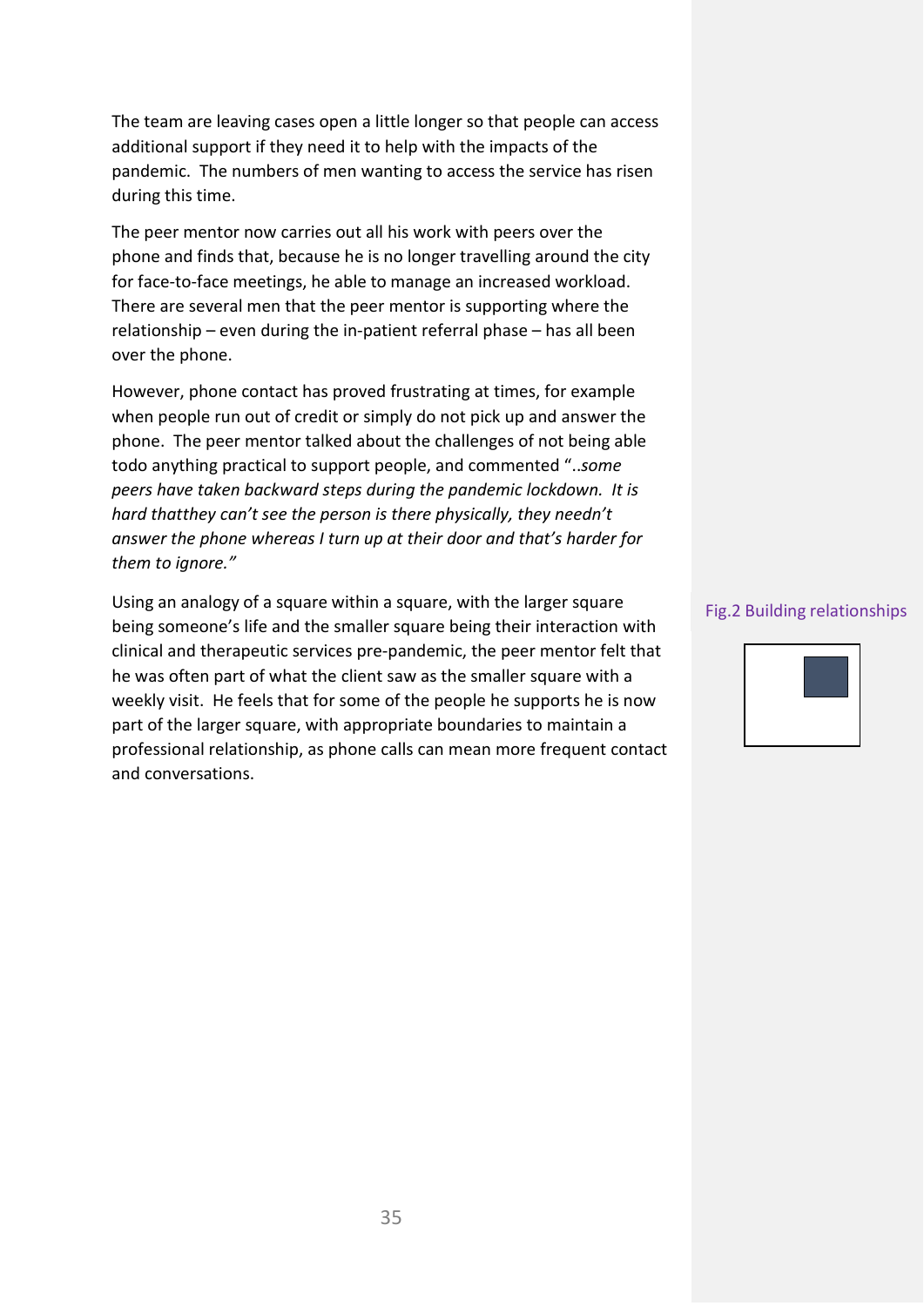The team are leaving cases open a little longer so that people can access additional support if they need it to help with the impacts of the pandemic. The numbers of men wanting to access the service has risen during this time.

The peer mentor now carries out all his work with peers over the phone and finds that, because he is no longer travelling around the city for face-to-face meetings, he able to manage an increased workload. There are several men that the peer mentor is supporting where the relationship – even during the in-patient referral phase – has all been over the phone.

However, phone contact has proved frustrating at times, for example when people run out of credit or simply do not pick up and answer the phone. The peer mentor talked about the challenges of not being able todo anything practical to support people, and commented "..*some peers have taken backward steps during the pandemic lockdown. It is hard thatthey can't see the person is there physically, they needn't answer the phone whereas I turn up at their door and that's harder for them to ignore.*"

Using an analogy of a square within a square, with the larger square being someone's life and the smaller square being their interaction with clinical and therapeutic services pre-pandemic, the peer mentor felt that he was often part of what the client saw as the smaller square with a weekly visit. He feels that for some of the people he supports he is now part of the larger square, with appropriate boundaries to maintain a professional relationship, as phone calls can mean more frequent contact and conversations.

Fig.2 Building relationships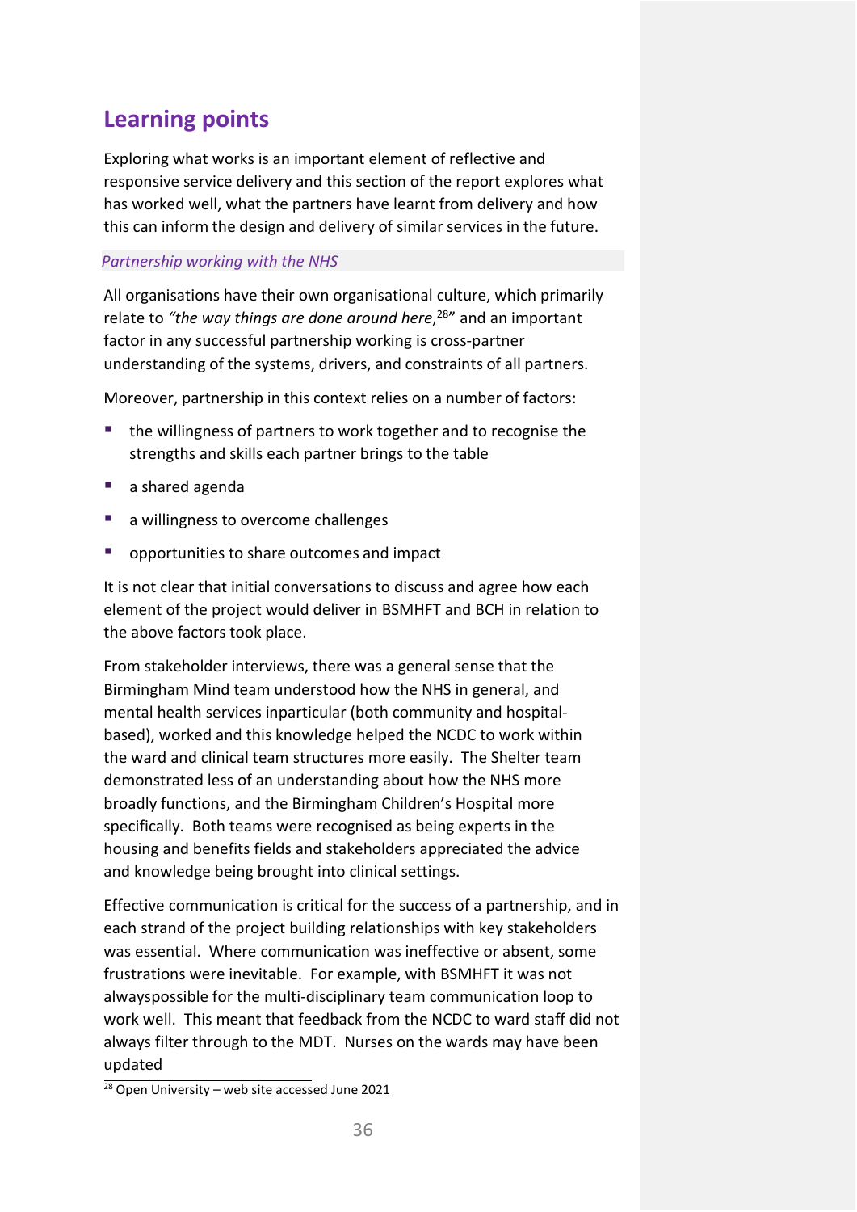## Learning points

Exploring what works is an important element of reflective and responsive service delivery and this section of the report explores what has worked well, what the partners have learnt from delivery and how this can inform the design and delivery of similar services in the future.

### *Partnership working with the NHS*

All organisations have their own organisational culture, which primarily relate to *"the way things are done around here*,[28]" and an important factor in any successful partnership working is cross-partner understanding of the systems, drivers, and constraints of all partners.

Moreover, partnership in this context relies on a number of factors:

- the willingness of partners to work together and to recognise the strengths and skills each partner brings to the table
- a shared agenda
- a willingness to overcome challenges
- opportunities to share outcomes and impact

It is not clear that initial conversations to discuss and agree how each element of the project would deliver in BSMHFT and BCH in relation to the above factors took place.

From stakeholder interviews, there was a general sense that the Birmingham Mind team understood how the NHS in general, and mental health services inparticular (both community and hospital-based), worked and this knowledge helped the NCDC to work within the ward and clinical team structures more easily. The Shelter team demonstrated less of an understanding about how the NHS more broadly functions, and the Birmingham Children's Hospital more specifically. Both teams were recognised as being experts in the housing and benefits fields and stakeholders appreciated the advice and knowledge being brought into clinical settings.

Effective communication is critical for the success of a partnership, and in each strand of the project building relationships with key stakeholders was essential. Where communication was ineffective or absent, some frustrations were inevitable. For example, with BSMHFT it was not alwayspossible for the multi-disciplinary team communication loop to work well. This meant that feedback from the NCDC to ward staff did not always filter through to the MDT. Nurses on the wards may have been updated

[28] Open University – web site accessed June 2021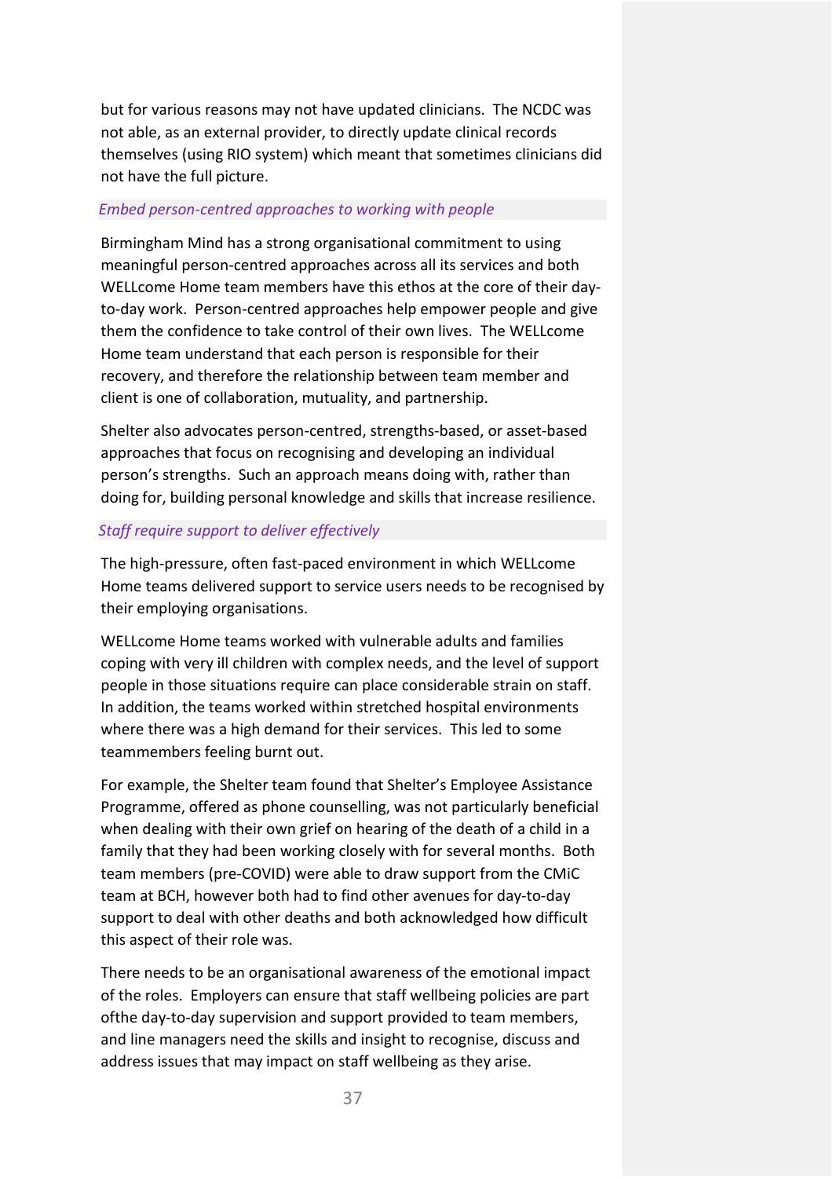but for various reasons may not have updated clinicians. The NCDC was not able, as an external provider, to directly update clinical records themselves (using RIO system) which meant that sometimes clinicians did not have the full picture.

### *Embed person-centred approaches to working with people*

Birmingham Mind has a strong organisational commitment to using meaningful person-centred approaches across all its services and both WELLcome Home team members have this ethos at the core of their day-to-day work. Person-centred approaches help empower people and give them the confidence to take control of their own lives. The WELLcome Home team understand that each person is responsible for their recovery, and therefore the relationship between team member and client is one of collaboration, mutuality, and partnership.

Shelter also advocates person-centred, strengths-based, or asset-based approaches that focus on recognising and developing an individual person's strengths. Such an approach means doing with, rather than doing for, building personal knowledge and skills that increase resilience.

### *Staff require support to deliver effectively*

The high-pressure, often fast-paced environment in which WELLcome Home teams delivered support to service users needs to be recognised by their employing organisations.

WELLcome Home teams worked with vulnerable adults and families coping with very ill children with complex needs, and the level of support people in those situations require can place considerable strain on staff. In addition, the teams worked within stretched hospital environments where there was a high demand for their services. This led to some teammembers feeling burnt out.

For example, the Shelter team found that Shelter's Employee Assistance Programme, offered as phone counselling, was not particularly beneficial when dealing with their own grief on hearing of the death of a child in a family that they had been working closely with for several months. Both team members (pre-COVID) were able to draw support from the CMiC team at BCH, however both had to find other avenues for day-to-day support to deal with other deaths and both acknowledged how difficult this aspect of their role was.

There needs to be an organisational awareness of the emotional impact of the roles. Employers can ensure that staff wellbeing policies are part ofthe day-to-day supervision and support provided to team members, and line managers need the skills and insight to recognise, discuss and address issues that may impact on staff wellbeing as they arise.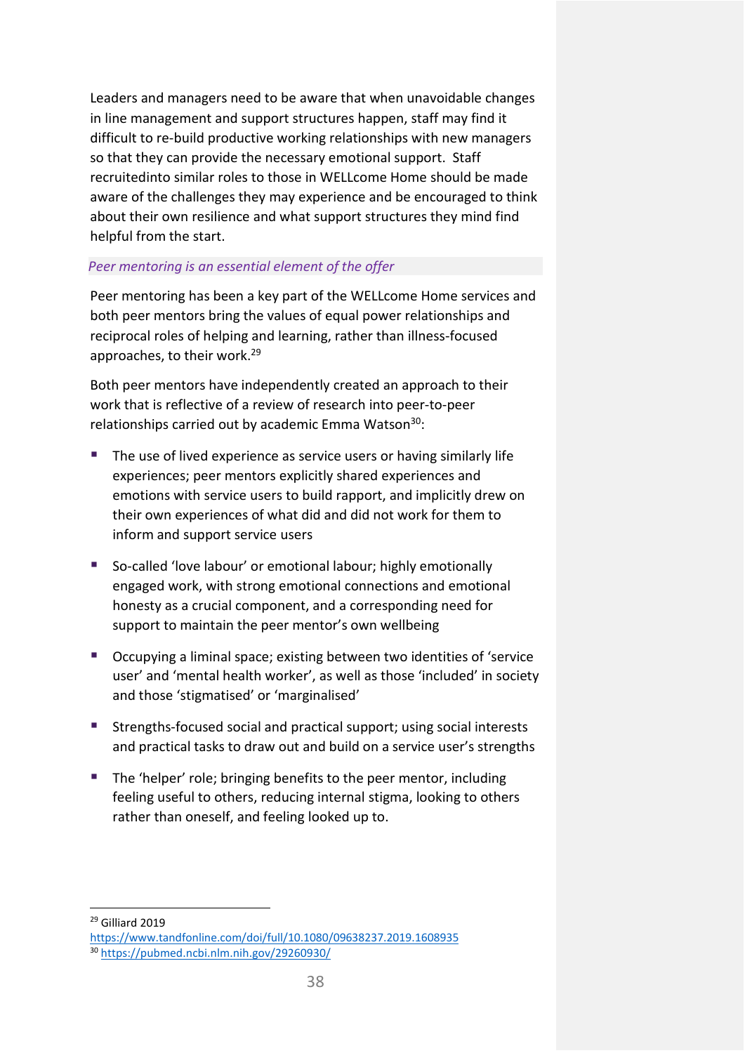Leaders and managers need to be aware that when unavoidable changes in line management and support structures happen, staff may find it difficult to re-build productive working relationships with new managers so that they can provide the necessary emotional support. Staff recruitedinto similar roles to those in WELLcome Home should be made aware of the challenges they may experience and be encouraged to think about their own resilience and what support structures they mind find helpful from the start.

### *Peer mentoring is an essential element of the offer*

Peer mentoring has been a key part of the WELLcome Home services and both peer mentors bring the values of equal power relationships and reciprocal roles of helping and learning, rather than illness-focused approaches, to their work.[29]

Both peer mentors have independently created an approach to their work that is reflective of a review of research into peer-to-peer relationships carried out by academic Emma Watson[30]:

- The use of lived experience as service users or having similarly life experiences; peer mentors explicitly shared experiences and emotions with service users to build rapport, and implicitly drew on their own experiences of what did and did not work for them to inform and support service users
- So-called 'love labour' or emotional labour; highly emotionally engaged work, with strong emotional connections and emotional honesty as a crucial component, and a corresponding need for support to maintain the peer mentor's own wellbeing
- Occupying a liminal space; existing between two identities of 'service user' and 'mental health worker', as well as those 'included' in society and those 'stigmatised' or 'marginalised'
- Strengths-focused social and practical support; using social interests and practical tasks to draw out and build on a service user's strengths
- The 'helper' role; bringing benefits to the peer mentor, including feeling useful to others, reducing internal stigma, looking to others rather than oneself, and feeling looked up to.

---

[29] Gilliard 2019 https://www.tandfonline.com/doi/full/10.1080/09638237.2019.1608935

[30] https://pubmed.ncbi.nlm.nih.gov/29260930/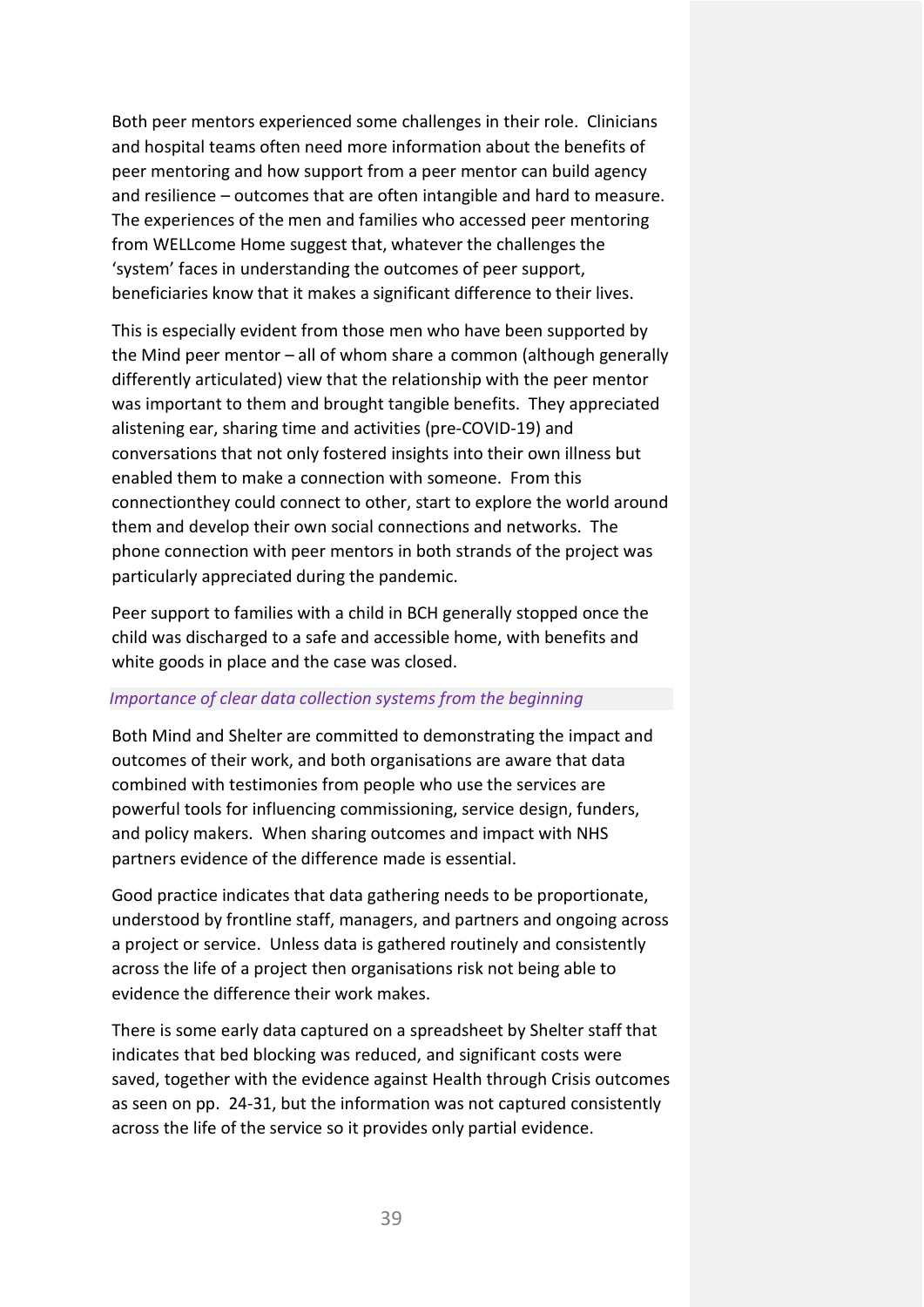Both peer mentors experienced some challenges in their role. Clinicians and hospital teams often need more information about the benefits of peer mentoring and how support from a peer mentor can build agency and resilience – outcomes that are often intangible and hard to measure. The experiences of the men and families who accessed peer mentoring from WELLcome Home suggest that, whatever the challenges the 'system' faces in understanding the outcomes of peer support, beneficiaries know that it makes a significant difference to their lives.

This is especially evident from those men who have been supported by the Mind peer mentor – all of whom share a common (although generally differently articulated) view that the relationship with the peer mentor was important to them and brought tangible benefits. They appreciated alistening ear, sharing time and activities (pre-COVID-19) and conversations that not only fostered insights into their own illness but enabled them to make a connection with someone. From this connectionthey could connect to other, start to explore the world around them and develop their own social connections and networks. The phone connection with peer mentors in both strands of the project was particularly appreciated during the pandemic.

Peer support to families with a child in BCH generally stopped once the child was discharged to a safe and accessible home, with benefits and white goods in place and the case was closed.

*Importance of clear data collection systems from the beginning*

Both Mind and Shelter are committed to demonstrating the impact and outcomes of their work, and both organisations are aware that data combined with testimonies from people who use the services are powerful tools for influencing commissioning, service design, funders, and policy makers. When sharing outcomes and impact with NHS partners evidence of the difference made is essential.

Good practice indicates that data gathering needs to be proportionate, understood by frontline staff, managers, and partners and ongoing across a project or service. Unless data is gathered routinely and consistently across the life of a project then organisations risk not being able to evidence the difference their work makes.

There is some early data captured on a spreadsheet by Shelter staff that indicates that bed blocking was reduced, and significant costs were saved, together with the evidence against Health through Crisis outcomes as seen on pp. 24-31, but the information was not captured consistently across the life of the service so it provides only partial evidence.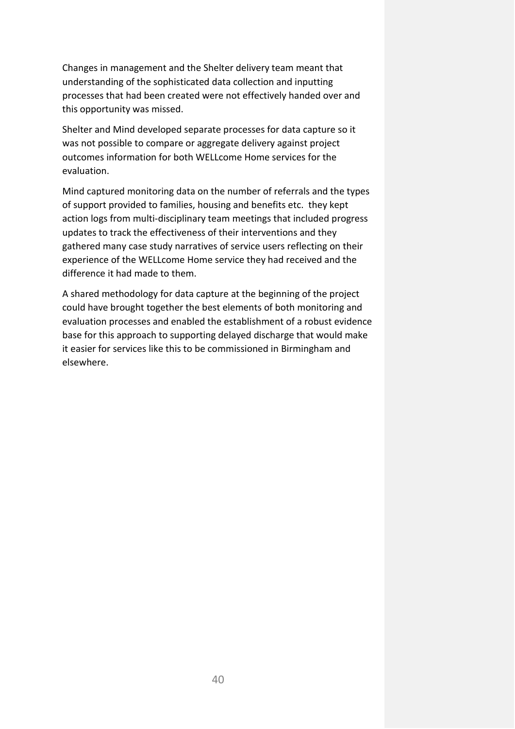Changes in management and the Shelter delivery team meant that understanding of the sophisticated data collection and inputting processes that had been created were not effectively handed over and this opportunity was missed.

Shelter and Mind developed separate processes for data capture so it was not possible to compare or aggregate delivery against project outcomes information for both WELLcome Home services for the evaluation.

Mind captured monitoring data on the number of referrals and the types of support provided to families, housing and benefits etc.  they kept action logs from multi-disciplinary team meetings that included progress updates to track the effectiveness of their interventions and they gathered many case study narratives of service users reflecting on their experience of the WELLcome Home service they had received and the difference it had made to them.

A shared methodology for data capture at the beginning of the project could have brought together the best elements of both monitoring and evaluation processes and enabled the establishment of a robust evidence base for this approach to supporting delayed discharge that would make it easier for services like this to be commissioned in Birmingham and elsewhere.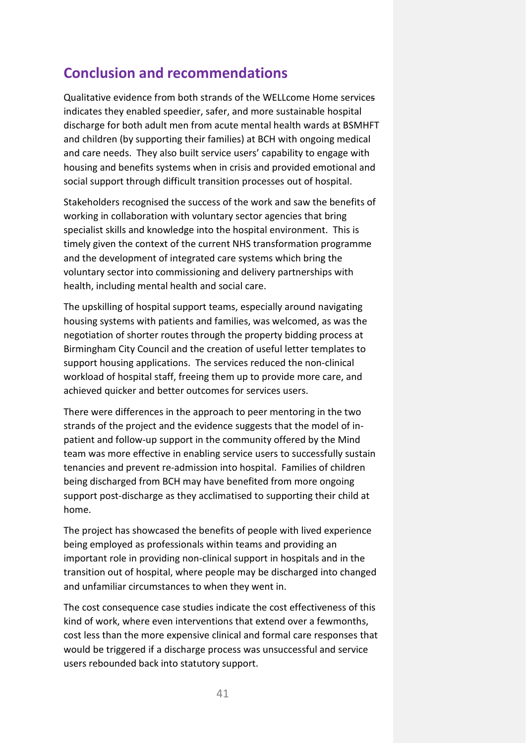## Conclusion and recommendations

Qualitative evidence from both strands of the WELLcome Home services indicates they enabled speedier, safer, and more sustainable hospital discharge for both adult men from acute mental health wards at BSMHFT and children (by supporting their families) at BCH with ongoing medical and care needs. They also built service users' capability to engage with housing and benefits systems when in crisis and provided emotional and social support through difficult transition processes out of hospital.

Stakeholders recognised the success of the work and saw the benefits of working in collaboration with voluntary sector agencies that bring specialist skills and knowledge into the hospital environment. This is timely given the context of the current NHS transformation programme and the development of integrated care systems which bring the voluntary sector into commissioning and delivery partnerships with health, including mental health and social care.

The upskilling of hospital support teams, especially around navigating housing systems with patients and families, was welcomed, as was the negotiation of shorter routes through the property bidding process at Birmingham City Council and the creation of useful letter templates to support housing applications. The services reduced the non-clinical workload of hospital staff, freeing them up to provide more care, and achieved quicker and better outcomes for services users.

There were differences in the approach to peer mentoring in the two strands of the project and the evidence suggests that the model of in-patient and follow-up support in the community offered by the Mind team was more effective in enabling service users to successfully sustain tenancies and prevent re-admission into hospital. Families of children being discharged from BCH may have benefited from more ongoing support post-discharge as they acclimatised to supporting their child at home.

The project has showcased the benefits of people with lived experience being employed as professionals within teams and providing an important role in providing non-clinical support in hospitals and in the transition out of hospital, where people may be discharged into changed and unfamiliar circumstances to when they went in.

The cost consequence case studies indicate the cost effectiveness of this kind of work, where even interventions that extend over a fewmonths, cost less than the more expensive clinical and formal care responses that would be triggered if a discharge process was unsuccessful and service users rebounded back into statutory support.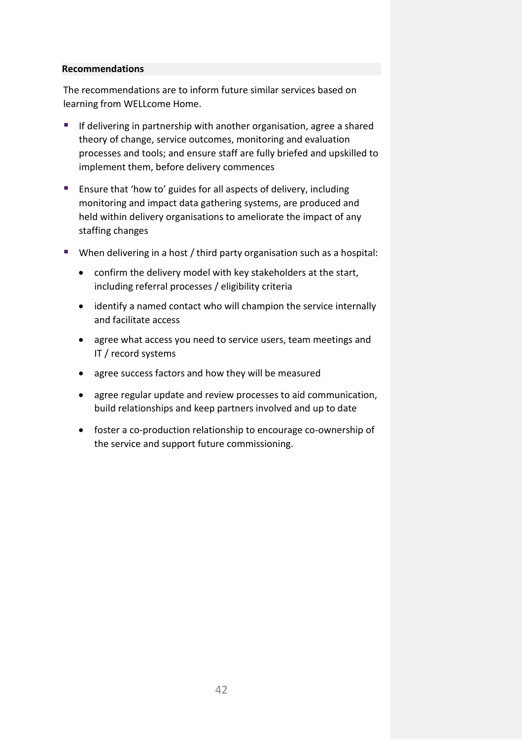## Recommendations

The recommendations are to inform future similar services based on learning from WELLcome Home.

- If delivering in partnership with another organisation, agree a shared theory of change, service outcomes, monitoring and evaluation processes and tools; and ensure staff are fully briefed and upskilled to implement them, before delivery commences
- Ensure that 'how to' guides for all aspects of delivery, including monitoring and impact data gathering systems, are produced and held within delivery organisations to ameliorate the impact of any staffing changes
- When delivering in a host / third party organisation such as a hospital:
  - confirm the delivery model with key stakeholders at the start, including referral processes / eligibility criteria
  - identify a named contact who will champion the service internally and facilitate access
  - agree what access you need to service users, team meetings and IT / record systems
  - agree success factors and how they will be measured
  - agree regular update and review processes to aid communication, build relationships and keep partners involved and up to date
  - foster a co-production relationship to encourage co-ownership of the service and support future commissioning.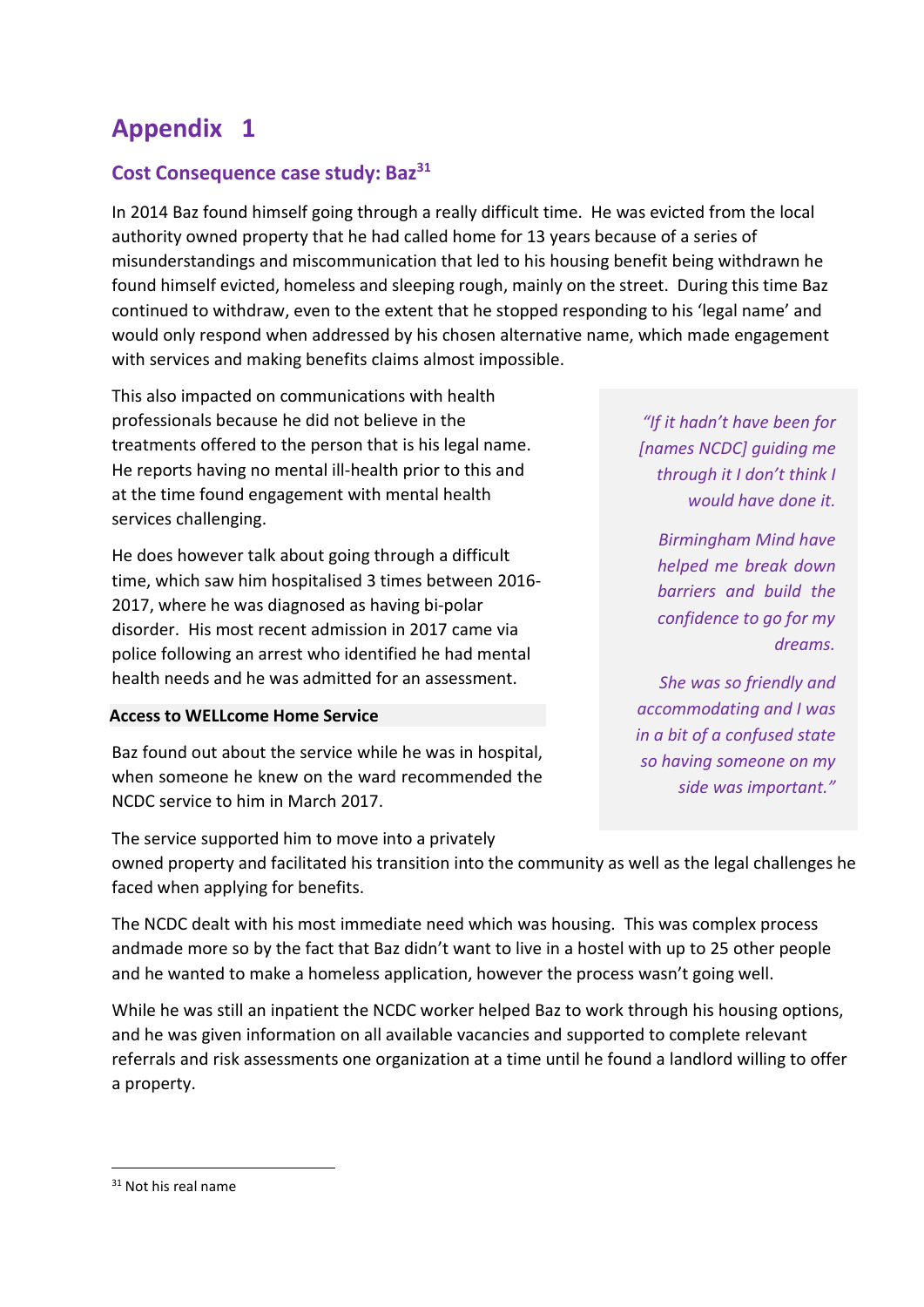# Appendix 1

## Cost Consequence case study: Baz[31]

In 2014 Baz found himself going through a really difficult time. He was evicted from the local authority owned property that he had called home for 13 years because of a series of misunderstandings and miscommunication that led to his housing benefit being withdrawn he found himself evicted, homeless and sleeping rough, mainly on the street. During this time Baz continued to withdraw, even to the extent that he stopped responding to his 'legal name' and would only respond when addressed by his chosen alternative name, which made engagement with services and making benefits claims almost impossible.

This also impacted on communications with health professionals because he did not believe in the treatments offered to the person that is his legal name. He reports having no mental ill-health prior to this and at the time found engagement with mental health services challenging.

He does however talk about going through a difficult time, which saw him hospitalised 3 times between 2016-2017, where he was diagnosed as having bi-polar disorder. His most recent admission in 2017 came via police following an arrest who identified he had mental health needs and he was admitted for an assessment.

> *"If it hadn't have been for [names NCDC] guiding me through it I don't think I would have done it.*
>
> *Birmingham Mind have helped me break down barriers and build the confidence to go for my dreams.*
>
> *She was so friendly and accommodating and I was in a bit of a confused state so having someone on my side was important."*

**Access to WELLcome Home Service**

Baz found out about the service while he was in hospital, when someone he knew on the ward recommended the NCDC service to him in March 2017.

The service supported him to move into a privately owned property and facilitated his transition into the community as well as the legal challenges he faced when applying for benefits.

The NCDC dealt with his most immediate need which was housing. This was complex process andmade more so by the fact that Baz didn't want to live in a hostel with up to 25 other people and he wanted to make a homeless application, however the process wasn't going well.

While he was still an inpatient the NCDC worker helped Baz to work through his housing options, and he was given information on all available vacancies and supported to complete relevant referrals and risk assessments one organization at a time until he found a landlord willing to offer a property.

[31] Not his real name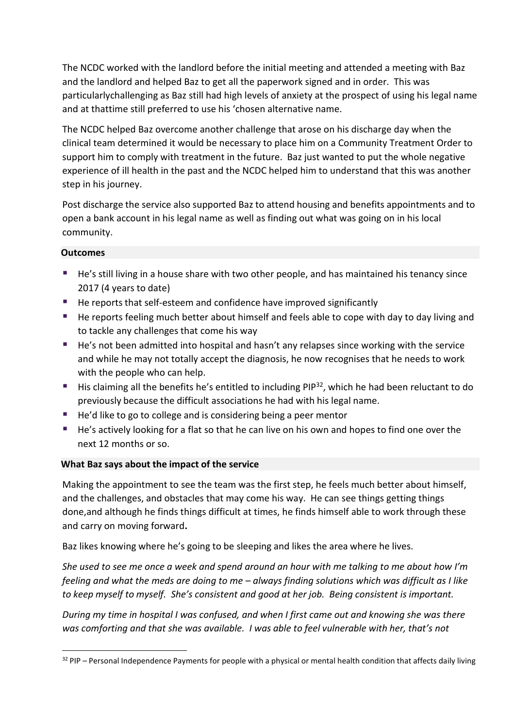The NCDC worked with the landlord before the initial meeting and attended a meeting with Baz and the landlord and helped Baz to get all the paperwork signed and in order. This was particularlychallenging as Baz still had high levels of anxiety at the prospect of using his legal name and at thattime still preferred to use his 'chosen alternative name.

The NCDC helped Baz overcome another challenge that arose on his discharge day when the clinical team determined it would be necessary to place him on a Community Treatment Order to support him to comply with treatment in the future. Baz just wanted to put the whole negative experience of ill health in the past and the NCDC helped him to understand that this was another step in his journey.

Post discharge the service also supported Baz to attend housing and benefits appointments and to open a bank account in his legal name as well as finding out what was going on in his local community.

**Outcomes**

- He's still living in a house share with two other people, and has maintained his tenancy since 2017 (4 years to date)
- He reports that self-esteem and confidence have improved significantly
- He reports feeling much better about himself and feels able to cope with day to day living and to tackle any challenges that come his way
- He's not been admitted into hospital and hasn't any relapses since working with the service and while he may not totally accept the diagnosis, he now recognises that he needs to work with the people who can help.
- His claiming all the benefits he's entitled to including PIP[32], which he had been reluctant to do previously because the difficult associations he had with his legal name.
- He'd like to go to college and is considering being a peer mentor
- He's actively looking for a flat so that he can live on his own and hopes to find one over the next 12 months or so.

**What Baz says about the impact of the service**

Making the appointment to see the team was the first step, he feels much better about himself, and the challenges, and obstacles that may come his way. He can see things getting things done,and although he finds things difficult at times, he finds himself able to work through these and carry on moving forward**.**

Baz likes knowing where he's going to be sleeping and likes the area where he lives.

*She used to see me once a week and spend around an hour with me talking to me about how I'm feeling and what the meds are doing to me – always finding solutions which was difficult as I like to keep myself to myself. She's consistent and good at her job. Being consistent is important.*

*During my time in hospital I was confused, and when I first came out and knowing she was there was comforting and that she was available. I was able to feel vulnerable with her, that's not*

[32] PIP – Personal Independence Payments for people with a physical or mental health condition that affects daily living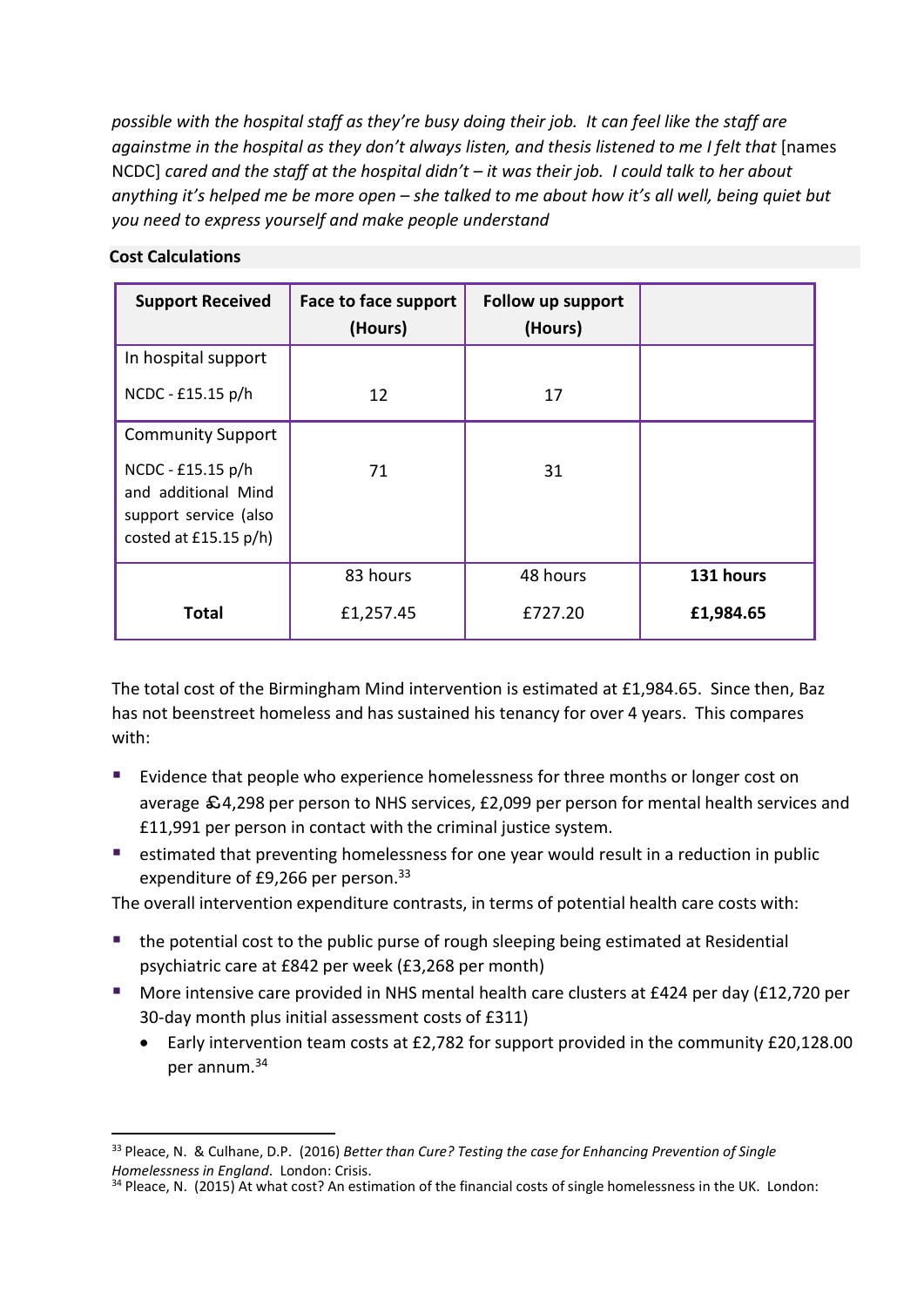*possible with the hospital staff as they're busy doing their job. It can feel like the staff are againstme in the hospital as they don't always listen, and thesis listened to me I felt that* [names NCDC] *cared and the staff at the hospital didn't – it was their job. I could talk to her about anything it's helped me be more open – she talked to me about how it's all well, being quiet but you need to express yourself and make people understand*

**Cost Calculations**

| Support Received | Face to face support (Hours) | Follow up support (Hours) | |
|---|---|---|---|
| In hospital support<br>NCDC - £15.15 p/h | 12 | 17 | |
| Community Support<br>NCDC - £15.15 p/h and additional Mind support service (also costed at £15.15 p/h) | 71 | 31 | |
| **Total** | 83 hours<br>£1,257.45 | 48 hours<br>£727.20 | **131 hours**<br>**£1,984.65** |

The total cost of the Birmingham Mind intervention is estimated at £1,984.65. Since then, Baz has not beenstreet homeless and has sustained his tenancy for over 4 years. This compares with:

- Evidence that people who experience homelessness for three months or longer cost on average £4,298 per person to NHS services, £2,099 per person for mental health services and £11,991 per person in contact with the criminal justice system.
- estimated that preventing homelessness for one year would result in a reduction in public expenditure of £9,266 per person.[33]

The overall intervention expenditure contrasts, in terms of potential health care costs with:

- the potential cost to the public purse of rough sleeping being estimated at Residential psychiatric care at £842 per week (£3,268 per month)
- More intensive care provided in NHS mental health care clusters at £424 per day (£12,720 per 30-day month plus initial assessment costs of £311)
  - Early intervention team costs at £2,782 for support provided in the community £20,128.00 per annum.[34]

[33] Pleace, N. & Culhane, D.P. (2016) *Better than Cure? Testing the case for Enhancing Prevention of Single Homelessness in England*. London: Crisis.

[34] Pleace, N. (2015) At what cost? An estimation of the financial costs of single homelessness in the UK. London: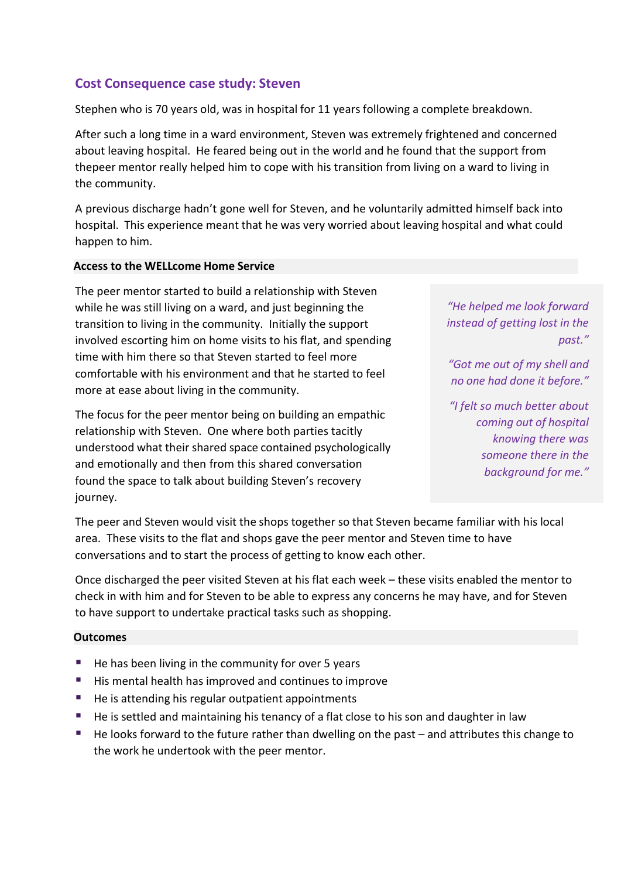## Cost Consequence case study: Steven

Stephen who is 70 years old, was in hospital for 11 years following a complete breakdown.

After such a long time in a ward environment, Steven was extremely frightened and concerned about leaving hospital. He feared being out in the world and he found that the support from thepeer mentor really helped him to cope with his transition from living on a ward to living in the community.

A previous discharge hadn't gone well for Steven, and he voluntarily admitted himself back into hospital. This experience meant that he was very worried about leaving hospital and what could happen to him.

### Access to the WELLcome Home Service

The peer mentor started to build a relationship with Steven while he was still living on a ward, and just beginning the transition to living in the community. Initially the support involved escorting him on home visits to his flat, and spending time with him there so that Steven started to feel more comfortable with his environment and that he started to feel more at ease about living in the community.

The focus for the peer mentor being on building an empathic relationship with Steven. One where both parties tacitly understood what their shared space contained psychologically and emotionally and then from this shared conversation found the space to talk about building Steven's recovery journey.

> *"He helped me look forward instead of getting lost in the past."*
>
> *"Got me out of my shell and no one had done it before."*
>
> *"I felt so much better about coming out of hospital knowing there was someone there in the background for me."*

The peer and Steven would visit the shops together so that Steven became familiar with his local area. These visits to the flat and shops gave the peer mentor and Steven time to have conversations and to start the process of getting to know each other.

Once discharged the peer visited Steven at his flat each week – these visits enabled the mentor to check in with him and for Steven to be able to express any concerns he may have, and for Steven to have support to undertake practical tasks such as shopping.

### Outcomes

- He has been living in the community for over 5 years
- His mental health has improved and continues to improve
- He is attending his regular outpatient appointments
- He is settled and maintaining his tenancy of a flat close to his son and daughter in law
- He looks forward to the future rather than dwelling on the past – and attributes this change to the work he undertook with the peer mentor.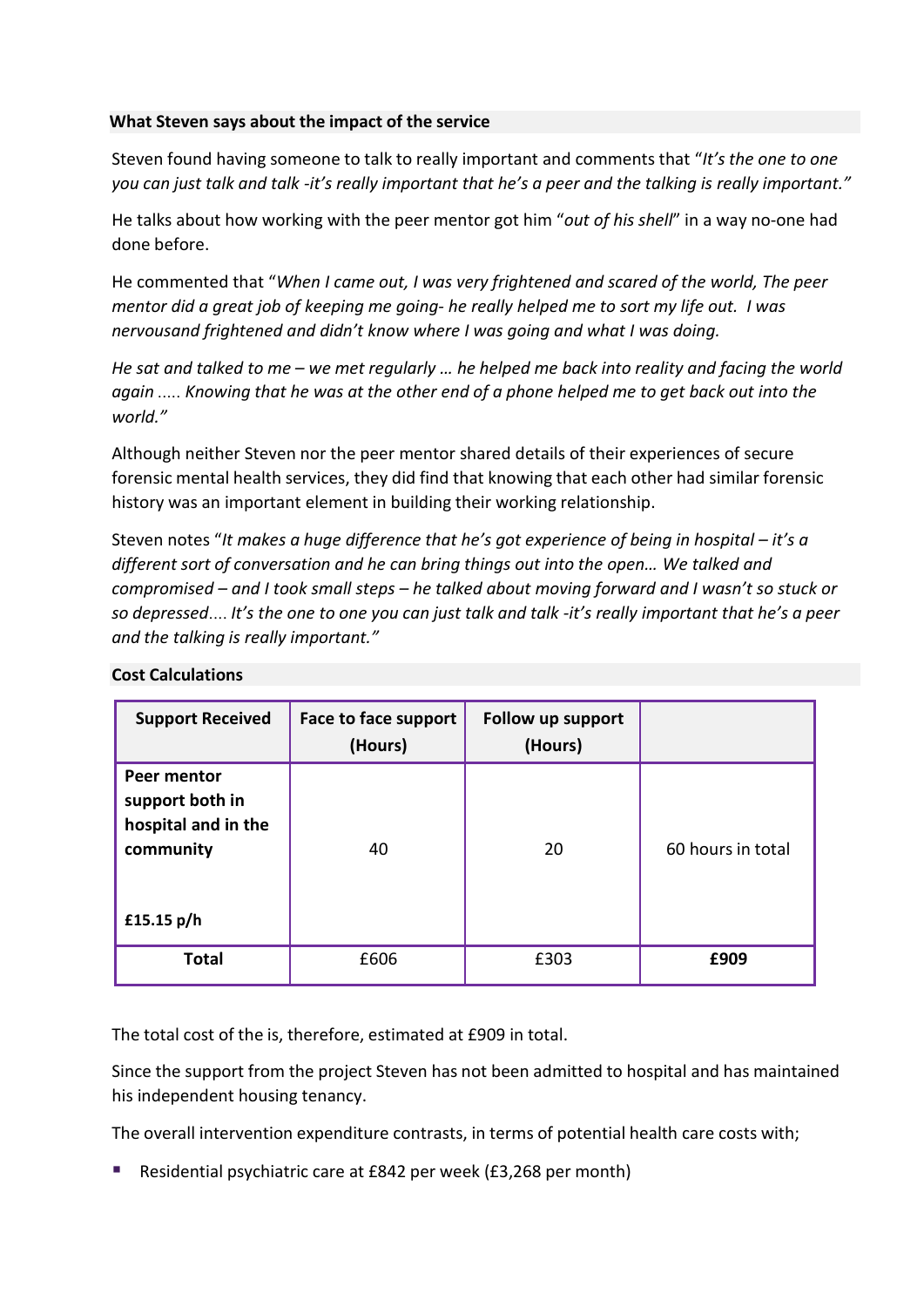### What Steven says about the impact of the service

Steven found having someone to talk to really important and comments that "*It's the one to one you can just talk and talk -it's really important that he's a peer and the talking is really important.*"

He talks about how working with the peer mentor got him "*out of his shell*" in a way no-one had done before.

He commented that "*When I came out, I was very frightened and scared of the world, The peer mentor did a great job of keeping me going- he really helped me to sort my life out. I was nervousand frightened and didn't know where I was going and what I was doing.*

*He sat and talked to me – we met regularly … he helped me back into reality and facing the world again ..... Knowing that he was at the other end of a phone helped me to get back out into the world.*"

Although neither Steven nor the peer mentor shared details of their experiences of secure forensic mental health services, they did find that knowing that each other had similar forensic history was an important element in building their working relationship.

Steven notes "*It makes a huge difference that he's got experience of being in hospital – it's a different sort of conversation and he can bring things out into the open… We talked and compromised – and I took small steps – he talked about moving forward and I wasn't so stuck or so depressed.... It's the one to one you can just talk and talk -it's really important that he's a peer and the talking is really important.*"

### Cost Calculations

| Support Received | Face to face support (Hours) | Follow up support (Hours) | |
|---|---|---|---|
| **Peer mentor support both in hospital and in the community** <br><br> **£15.15 p/h** | 40 | 20 | 60 hours in total |
| **Total** | £606 | £303 | **£909** |

The total cost of the is, therefore, estimated at £909 in total.

Since the support from the project Steven has not been admitted to hospital and has maintained his independent housing tenancy.

The overall intervention expenditure contrasts, in terms of potential health care costs with;

- Residential psychiatric care at £842 per week (£3,268 per month)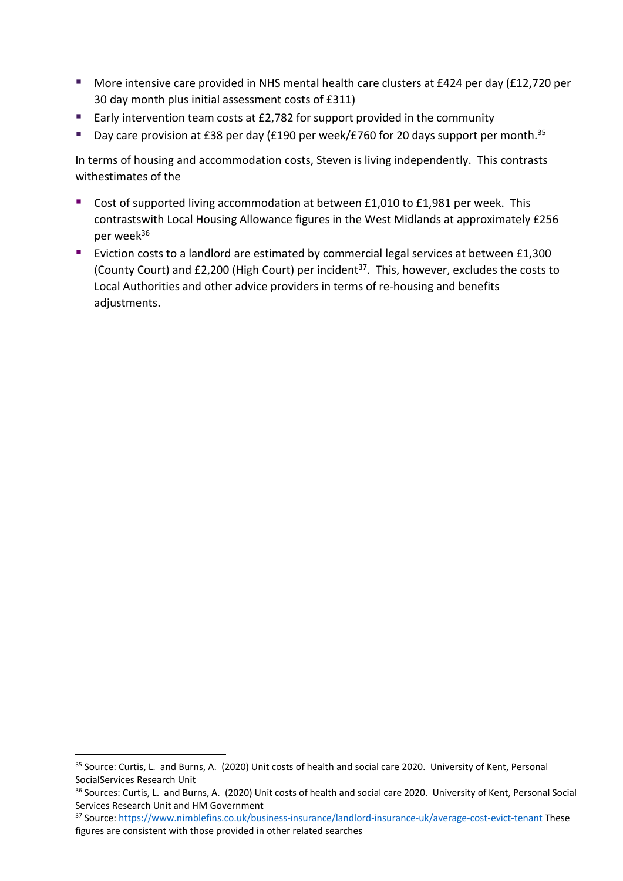- More intensive care provided in NHS mental health care clusters at £424 per day (£12,720 per 30 day month plus initial assessment costs of £311)
- Early intervention team costs at £2,782 for support provided in the community
- Day care provision at £38 per day (£190 per week/£760 for 20 days support per month.[35]

In terms of housing and accommodation costs, Steven is living independently. This contrasts withestimates of the

- Cost of supported living accommodation at between £1,010 to £1,981 per week. This contrastswith Local Housing Allowance figures in the West Midlands at approximately £256 per week[36]
- Eviction costs to a landlord are estimated by commercial legal services at between £1,300 (County Court) and £2,200 (High Court) per incident[37]. This, however, excludes the costs to Local Authorities and other advice providers in terms of re-housing and benefits adjustments.

---

[35] Source: Curtis, L. and Burns, A. (2020) Unit costs of health and social care 2020. University of Kent, Personal SocialServices Research Unit

[36] Sources: Curtis, L. and Burns, A. (2020) Unit costs of health and social care 2020. University of Kent, Personal Social Services Research Unit and HM Government

[37] Source: https://www.nimblefins.co.uk/business-insurance/landlord-insurance-uk/average-cost-evict-tenant These figures are consistent with those provided in other related searches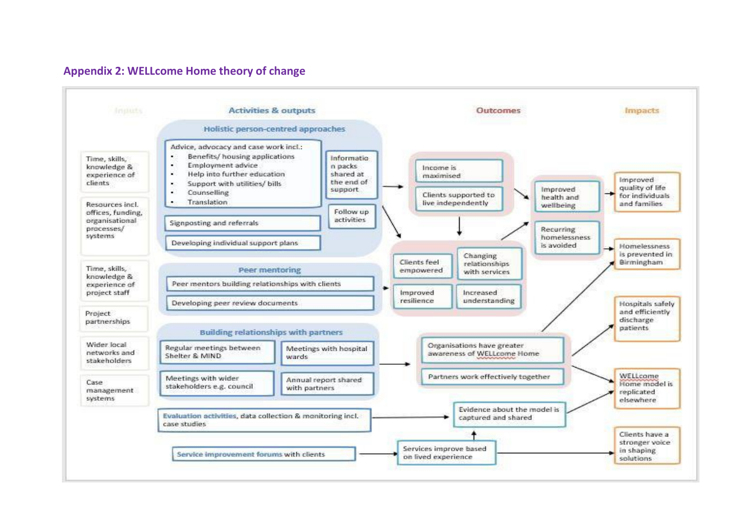## Appendix 2: WELLcome Home theory of change

**Inputs**

- Time, skills, knowledge & experience of clients
- Resources incl. offices, funding, organisational processes/ systems
- Time, skills, knowledge & experience of project staff
- Project partnerships
- Wider local networks and stakeholders
- Case management systems

**Activities & outputs**

*Holistic person-centred approaches*

- Advice, advocacy and case work incl.:
  - Benefits/ housing applications
  - Employment advice
  - Help into further education
  - Support with utilities/ bills
  - Counselling
  - Translation
- Information packs shared at the end of support
- Follow up activities
- Signposting and referrals
- Developing individual support plans

*Peer mentoring*

- Peer mentors building relationships with clients
- Developing peer review documents

*Building relationships with partners*

- Regular meetings between Shelter & MIND
- Meetings with hospital wards
- Meetings with wider stakeholders e.g. council
- Annual report shared with partners

*Evaluation activities*, data collection & monitoring incl. case studies

*Service improvement forums* with clients

**Outcomes**

- Income is maximised
- Clients supported to live independently
- Clients feel empowered
- Changing relationships with services
- Improved resilience
- Increased understanding
- Improved health and wellbeing
- Recurring homelessness is avoided
- Organisations have greater awareness of WELLcome Home
- Partners work effectively together
- Evidence about the model is captured and shared
- Services improve based on lived experience

**Impacts**

- Improved quality of life for individuals and families
- Homelessness is prevented in Birmingham
- Hospitals safely and efficiently discharge patients
- WELLcome Home model is replicated elsewhere
- Clients have a stronger voice in shaping solutions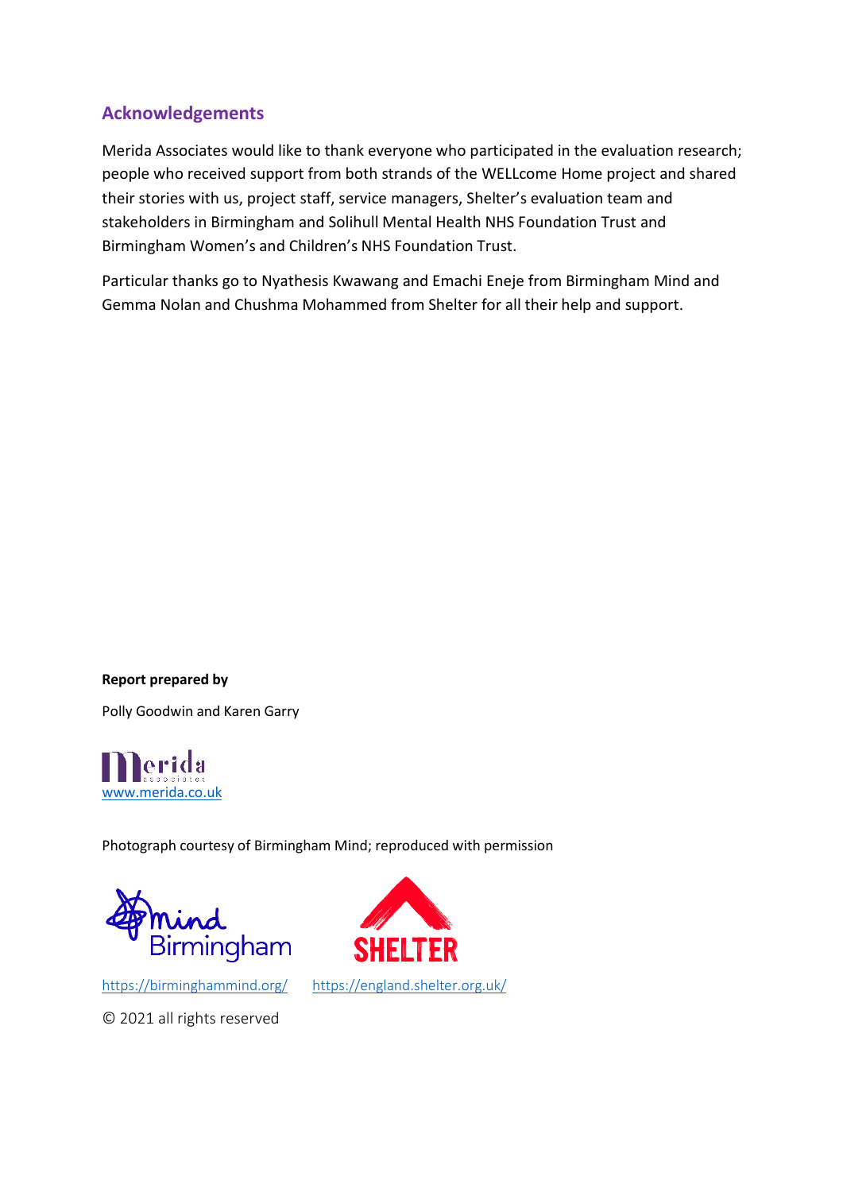## Acknowledgements

Merida Associates would like to thank everyone who participated in the evaluation research; people who received support from both strands of the WELLcome Home project and shared their stories with us, project staff, service managers, Shelter's evaluation team and stakeholders in Birmingham and Solihull Mental Health NHS Foundation Trust and Birmingham Women's and Children's NHS Foundation Trust.

Particular thanks go to Nyathesis Kwawang and Emachi Eneje from Birmingham Mind and Gemma Nolan and Chushma Mohammed from Shelter for all their help and support.

**Report prepared by**

Polly Goodwin and Karen Garry

Merida associates
www.merida.co.uk

Photograph courtesy of Birmingham Mind; reproduced with permission

mind Birmingham

SHELTER

https://birminghammind.org/ https://england.shelter.org.uk/

© 2021 all rights reserved